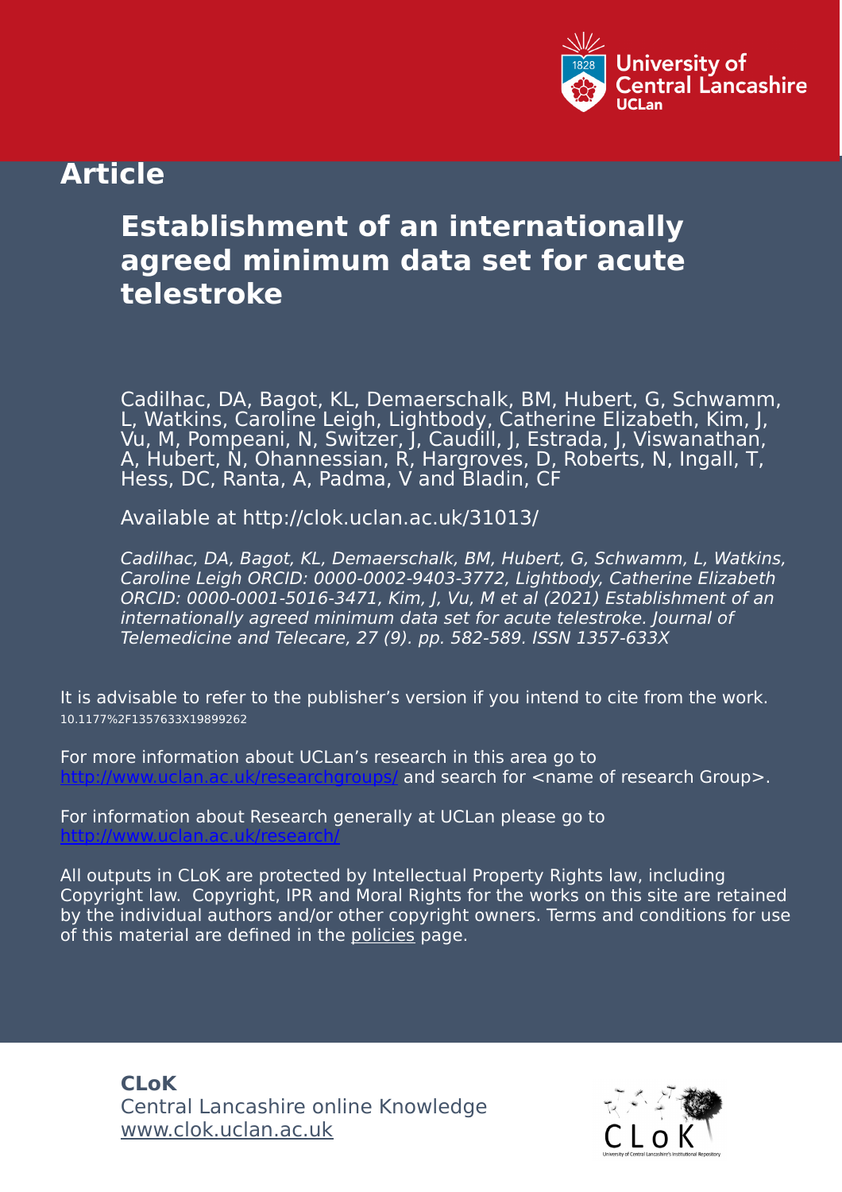University of Central Lancashire
UCLan

# Article

## Establishment of an internationally agreed minimum data set for acute telestroke

Cadilhac, DA, Bagot, KL, Demaerschalk, BM, Hubert, G, Schwamm, L, Watkins, Caroline Leigh, Lightbody, Catherine Elizabeth, Kim, J, Vu, M, Pompeani, N, Switzer, J, Caudill, J, Estrada, J, Viswanathan, A, Hubert, N, Ohannessian, R, Hargroves, D, Roberts, N, Ingall, T, Hess, DC, Ranta, A, Padma, V and Bladin, CF

Available at http://clok.uclan.ac.uk/31013/

*Cadilhac, DA, Bagot, KL, Demaerschalk, BM, Hubert, G, Schwamm, L, Watkins, Caroline Leigh ORCID: 0000-0002-9403-3772, Lightbody, Catherine Elizabeth ORCID: 0000-0001-5016-3471, Kim, J, Vu, M et al (2021) Establishment of an internationally agreed minimum data set for acute telestroke. Journal of Telemedicine and Telecare, 27 (9). pp. 582-589. ISSN 1357-633X*

It is advisable to refer to the publisher's version if you intend to cite from the work.
10.1177%2F1357633X19899262

For more information about UCLan's research in this area go to http://www.uclan.ac.uk/researchgroups/ and search for <name of research Group>.

For information about Research generally at UCLan please go to http://www.uclan.ac.uk/research/

All outputs in CLoK are protected by Intellectual Property Rights law, including Copyright law. Copyright, IPR and Moral Rights for the works on this site are retained by the individual authors and/or other copyright owners. Terms and conditions for use of this material are defined in the policies page.

**CLoK**
Central Lancashire online Knowledge
www.clok.uclan.ac.uk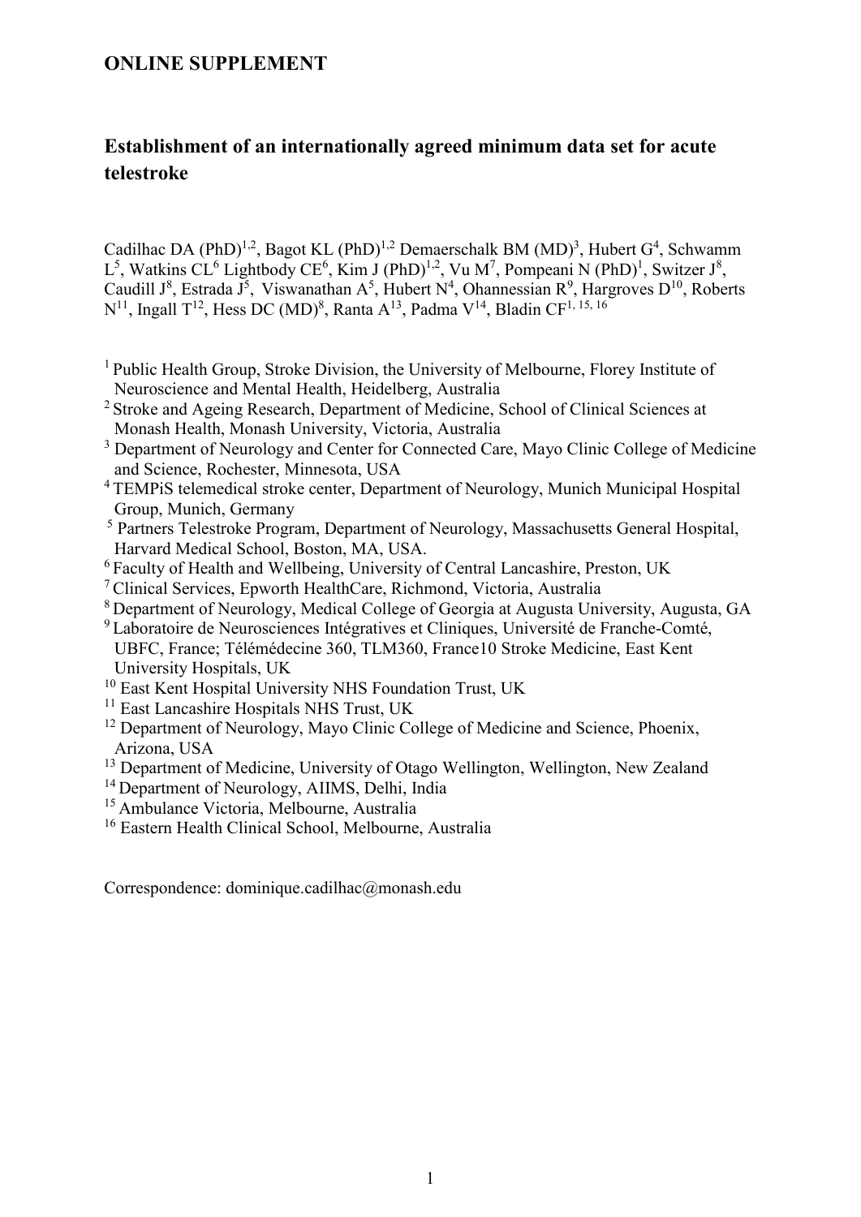# ONLINE SUPPLEMENT

## Establishment of an internationally agreed minimum data set for acute telestroke

Cadilhac DA (PhD)[1,2], Bagot KL (PhD)[1,2] Demaerschalk BM (MD)[3], Hubert G[4], Schwamm L[5], Watkins CL[6] Lightbody CE[6], Kim J (PhD)[1,2], Vu M[7], Pompeani N (PhD)[1], Switzer J[8], Caudill J[8], Estrada J[5], Viswanathan A[5], Hubert N[4], Ohannessian R[9], Hargroves D[10], Roberts N[11], Ingall T[12], Hess DC (MD)[8], Ranta A[13], Padma V[14], Bladin CF[1, 15, 16]

[1] Public Health Group, Stroke Division, the University of Melbourne, Florey Institute of Neuroscience and Mental Health, Heidelberg, Australia
[2] Stroke and Ageing Research, Department of Medicine, School of Clinical Sciences at Monash Health, Monash University, Victoria, Australia
[3] Department of Neurology and Center for Connected Care, Mayo Clinic College of Medicine and Science, Rochester, Minnesota, USA
[4] TEMPiS telemedical stroke center, Department of Neurology, Munich Municipal Hospital Group, Munich, Germany
[5] Partners Telestroke Program, Department of Neurology, Massachusetts General Hospital, Harvard Medical School, Boston, MA, USA.
[6] Faculty of Health and Wellbeing, University of Central Lancashire, Preston, UK
[7] Clinical Services, Epworth HealthCare, Richmond, Victoria, Australia
[8] Department of Neurology, Medical College of Georgia at Augusta University, Augusta, GA
[9] Laboratoire de Neurosciences Intégratives et Cliniques, Université de Franche-Comté, UBFC, France; Télémédecine 360, TLM360, France10 Stroke Medicine, East Kent University Hospitals, UK
[10] East Kent Hospital University NHS Foundation Trust, UK
[11] East Lancashire Hospitals NHS Trust, UK
[12] Department of Neurology, Mayo Clinic College of Medicine and Science, Phoenix, Arizona, USA
[13] Department of Medicine, University of Otago Wellington, Wellington, New Zealand
[14] Department of Neurology, AIIMS, Delhi, India
[15] Ambulance Victoria, Melbourne, Australia
[16] Eastern Health Clinical School, Melbourne, Australia

Correspondence: dominique.cadilhac@monash.edu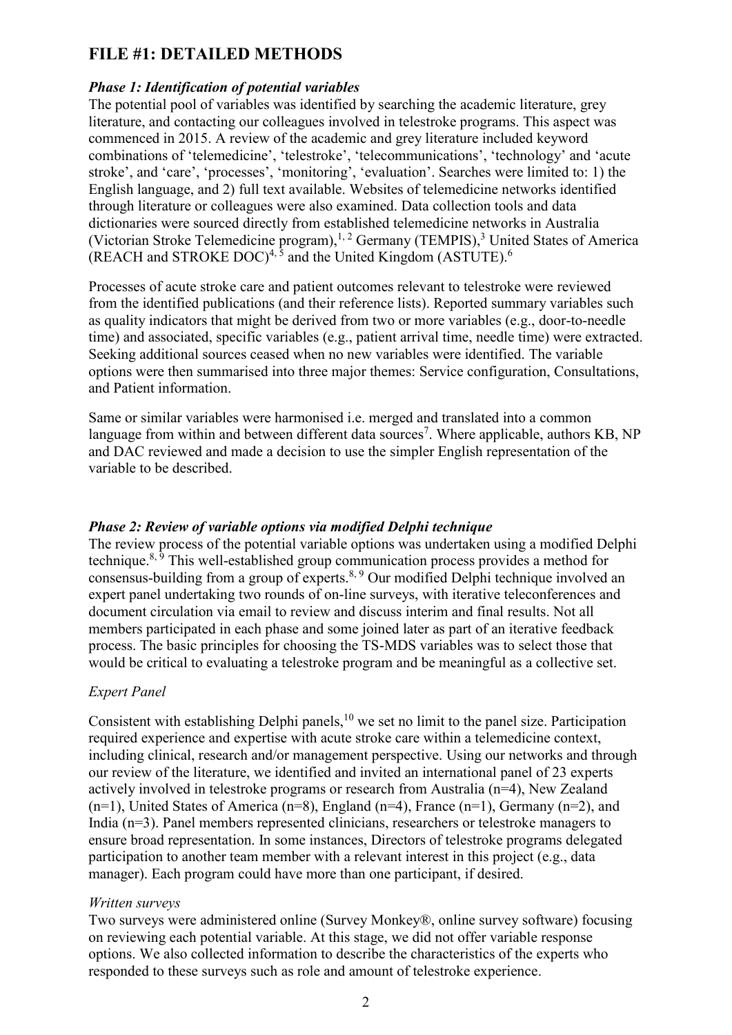# FILE #1: DETAILED METHODS

### *Phase 1: Identification of potential variables*

The potential pool of variables was identified by searching the academic literature, grey literature, and contacting our colleagues involved in telestroke programs. This aspect was commenced in 2015. A review of the academic and grey literature included keyword combinations of 'telemedicine', 'telestroke', 'telecommunications', 'technology' and 'acute stroke', and 'care', 'processes', 'monitoring', 'evaluation'. Searches were limited to: 1) the English language, and 2) full text available. Websites of telemedicine networks identified through literature or colleagues were also examined. Data collection tools and data dictionaries were sourced directly from established telemedicine networks in Australia (Victorian Stroke Telemedicine program),[1, 2] Germany (TEMPIS),[3] United States of America (REACH and STROKE DOC)[4, 5] and the United Kingdom (ASTUTE).[6]

Processes of acute stroke care and patient outcomes relevant to telestroke were reviewed from the identified publications (and their reference lists). Reported summary variables such as quality indicators that might be derived from two or more variables (e.g., door-to-needle time) and associated, specific variables (e.g., patient arrival time, needle time) were extracted. Seeking additional sources ceased when no new variables were identified. The variable options were then summarised into three major themes: Service configuration, Consultations, and Patient information.

Same or similar variables were harmonised i.e. merged and translated into a common language from within and between different data sources[7]. Where applicable, authors KB, NP and DAC reviewed and made a decision to use the simpler English representation of the variable to be described.

### *Phase 2: Review of variable options via modified Delphi technique*

The review process of the potential variable options was undertaken using a modified Delphi technique.[8, 9] This well-established group communication process provides a method for consensus-building from a group of experts.[8, 9] Our modified Delphi technique involved an expert panel undertaking two rounds of on-line surveys, with iterative teleconferences and document circulation via email to review and discuss interim and final results. Not all members participated in each phase and some joined later as part of an iterative feedback process. The basic principles for choosing the TS-MDS variables was to select those that would be critical to evaluating a telestroke program and be meaningful as a collective set.

*Expert Panel*

Consistent with establishing Delphi panels,[10] we set no limit to the panel size. Participation required experience and expertise with acute stroke care within a telemedicine context, including clinical, research and/or management perspective. Using our networks and through our review of the literature, we identified and invited an international panel of 23 experts actively involved in telestroke programs or research from Australia (n=4), New Zealand (n=1), United States of America (n=8), England (n=4), France (n=1), Germany (n=2), and India (n=3). Panel members represented clinicians, researchers or telestroke managers to ensure broad representation. In some instances, Directors of telestroke programs delegated participation to another team member with a relevant interest in this project (e.g., data manager). Each program could have more than one participant, if desired.

*Written surveys*

Two surveys were administered online (Survey Monkey®, online survey software) focusing on reviewing each potential variable. At this stage, we did not offer variable response options. We also collected information to describe the characteristics of the experts who responded to these surveys such as role and amount of telestroke experience.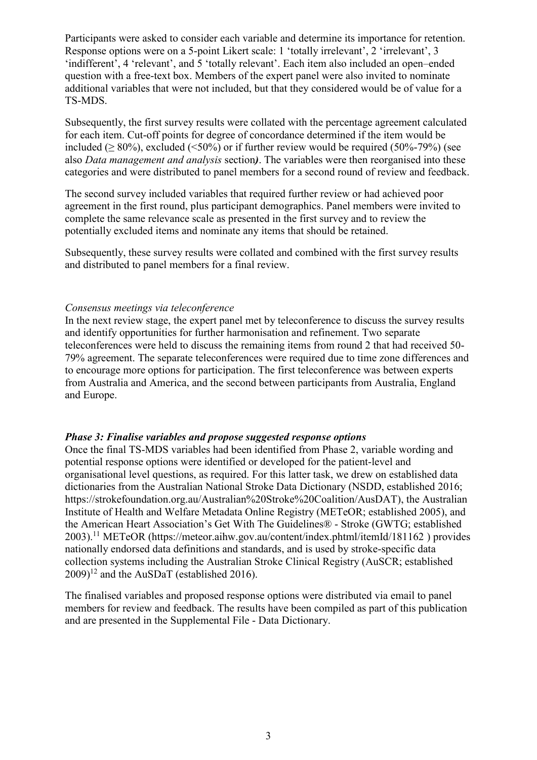Participants were asked to consider each variable and determine its importance for retention. Response options were on a 5-point Likert scale: 1 'totally irrelevant', 2 'irrelevant', 3 'indifferent', 4 'relevant', and 5 'totally relevant'. Each item also included an open–ended question with a free-text box. Members of the expert panel were also invited to nominate additional variables that were not included, but that they considered would be of value for a TS-MDS.

Subsequently, the first survey results were collated with the percentage agreement calculated for each item. Cut-off points for degree of concordance determined if the item would be included (≥ 80%), excluded (<50%) or if further review would be required (50%-79%) (see also *Data management and analysis* section*)*. The variables were then reorganised into these categories and were distributed to panel members for a second round of review and feedback.

The second survey included variables that required further review or had achieved poor agreement in the first round, plus participant demographics. Panel members were invited to complete the same relevance scale as presented in the first survey and to review the potentially excluded items and nominate any items that should be retained.

Subsequently, these survey results were collated and combined with the first survey results and distributed to panel members for a final review.

*Consensus meetings via teleconference*

In the next review stage, the expert panel met by teleconference to discuss the survey results and identify opportunities for further harmonisation and refinement. Two separate teleconferences were held to discuss the remaining items from round 2 that had received 50-79% agreement. The separate teleconferences were required due to time zone differences and to encourage more options for participation. The first teleconference was between experts from Australia and America, and the second between participants from Australia, England and Europe.

***Phase 3: Finalise variables and propose suggested response options***

Once the final TS-MDS variables had been identified from Phase 2, variable wording and potential response options were identified or developed for the patient-level and organisational level questions, as required. For this latter task, we drew on established data dictionaries from the Australian National Stroke Data Dictionary (NSDD, established 2016; https://strokefoundation.org.au/Australian%20Stroke%20Coalition/AusDAT), the Australian Institute of Health and Welfare Metadata Online Registry (METeOR; established 2005), and the American Heart Association's Get With The Guidelines® - Stroke (GWTG; established 2003).[11] METeOR (https://meteor.aihw.gov.au/content/index.phtml/itemId/181162 ) provides nationally endorsed data definitions and standards, and is used by stroke-specific data collection systems including the Australian Stroke Clinical Registry (AuSCR; established 2009)[12] and the AuSDaT (established 2016).

The finalised variables and proposed response options were distributed via email to panel members for review and feedback. The results have been compiled as part of this publication and are presented in the Supplemental File - Data Dictionary.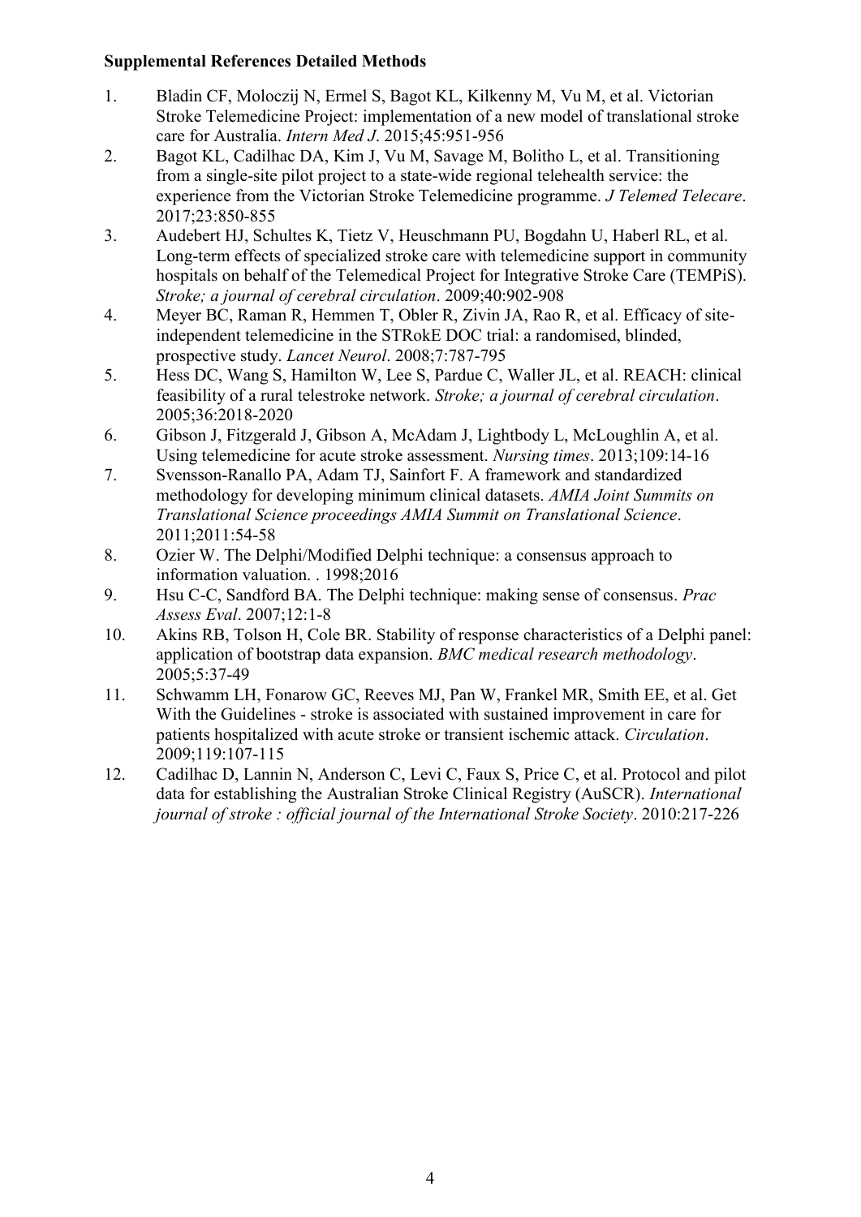**Supplemental References Detailed Methods**

1. Bladin CF, Moloczij N, Ermel S, Bagot KL, Kilkenny M, Vu M, et al. Victorian Stroke Telemedicine Project: implementation of a new model of translational stroke care for Australia. *Intern Med J*. 2015;45:951-956
2. Bagot KL, Cadilhac DA, Kim J, Vu M, Savage M, Bolitho L, et al. Transitioning from a single-site pilot project to a state-wide regional telehealth service: the experience from the Victorian Stroke Telemedicine programme. *J Telemed Telecare*. 2017;23:850-855
3. Audebert HJ, Schultes K, Tietz V, Heuschmann PU, Bogdahn U, Haberl RL, et al. Long-term effects of specialized stroke care with telemedicine support in community hospitals on behalf of the Telemedical Project for Integrative Stroke Care (TEMPiS). *Stroke; a journal of cerebral circulation*. 2009;40:902-908
4. Meyer BC, Raman R, Hemmen T, Obler R, Zivin JA, Rao R, et al. Efficacy of site-independent telemedicine in the STRokE DOC trial: a randomised, blinded, prospective study. *Lancet Neurol*. 2008;7:787-795
5. Hess DC, Wang S, Hamilton W, Lee S, Pardue C, Waller JL, et al. REACH: clinical feasibility of a rural telestroke network. *Stroke; a journal of cerebral circulation*. 2005;36:2018-2020
6. Gibson J, Fitzgerald J, Gibson A, McAdam J, Lightbody L, McLoughlin A, et al. Using telemedicine for acute stroke assessment. *Nursing times*. 2013;109:14-16
7. Svensson-Ranallo PA, Adam TJ, Sainfort F. A framework and standardized methodology for developing minimum clinical datasets. *AMIA Joint Summits on Translational Science proceedings AMIA Summit on Translational Science*. 2011;2011:54-58
8. Ozier W. The Delphi/Modified Delphi technique: a consensus approach to information valuation. . 1998;2016
9. Hsu C-C, Sandford BA. The Delphi technique: making sense of consensus. *Prac Assess Eval*. 2007;12:1-8
10. Akins RB, Tolson H, Cole BR. Stability of response characteristics of a Delphi panel: application of bootstrap data expansion. *BMC medical research methodology*. 2005;5:37-49
11. Schwamm LH, Fonarow GC, Reeves MJ, Pan W, Frankel MR, Smith EE, et al. Get With the Guidelines - stroke is associated with sustained improvement in care for patients hospitalized with acute stroke or transient ischemic attack. *Circulation*. 2009;119:107-115
12. Cadilhac D, Lannin N, Anderson C, Levi C, Faux S, Price C, et al. Protocol and pilot data for establishing the Australian Stroke Clinical Registry (AuSCR). *International journal of stroke : official journal of the International Stroke Society*. 2010:217-226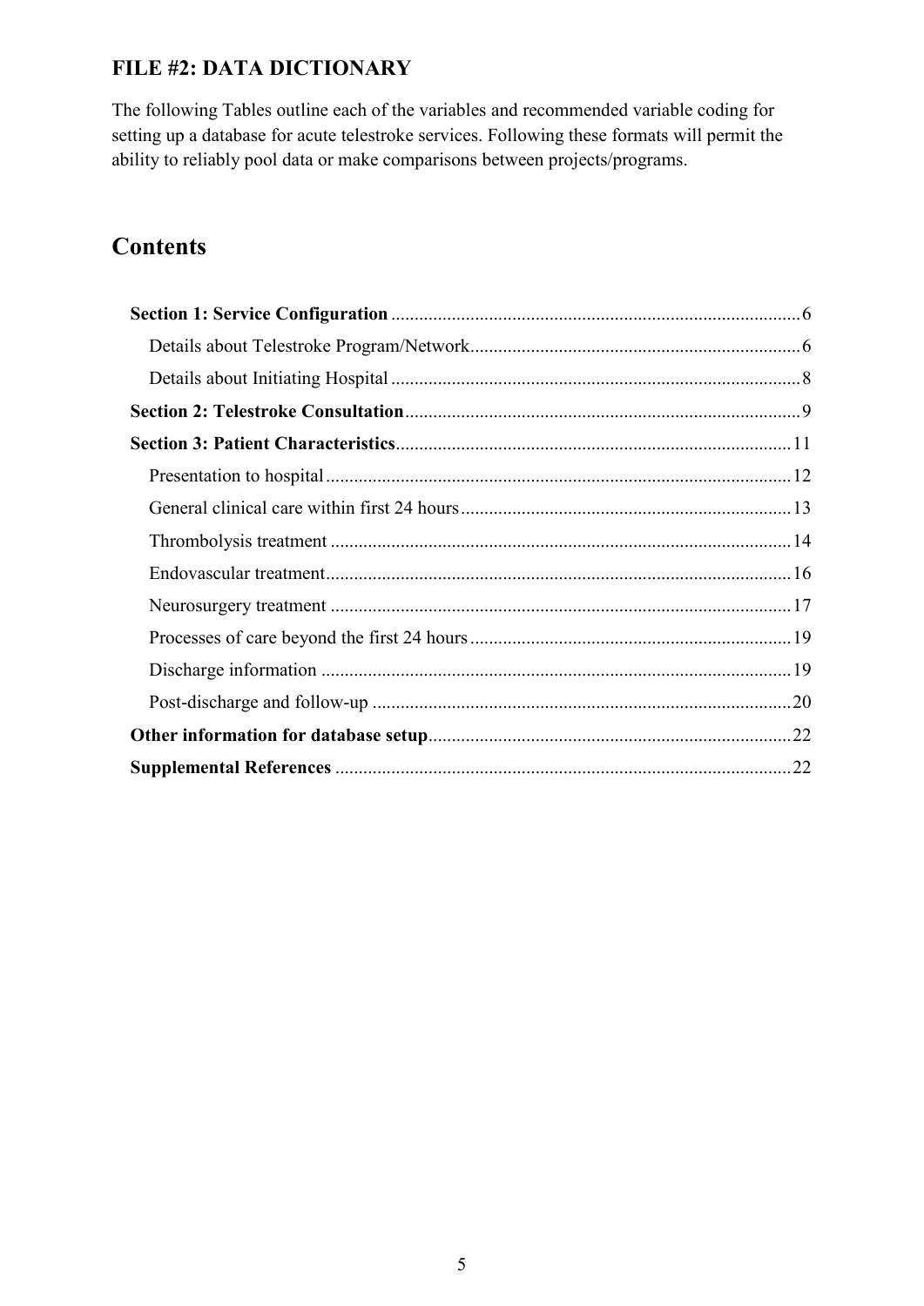## FILE #2: DATA DICTIONARY

The following Tables outline each of the variables and recommended variable coding for setting up a database for acute telestroke services. Following these formats will permit the ability to reliably pool data or make comparisons between projects/programs.

# Contents

**Section 1: Service Configuration** .......... 6

- Details about Telestroke Program/Network .......... 6
- Details about Initiating Hospital .......... 8

**Section 2: Telestroke Consultation** .......... 9

**Section 3: Patient Characteristics** .......... 11

- Presentation to hospital .......... 12
- General clinical care within first 24 hours .......... 13
- Thrombolysis treatment .......... 14
- Endovascular treatment .......... 16
- Neurosurgery treatment .......... 17
- Processes of care beyond the first 24 hours .......... 19
- Discharge information .......... 19
- Post-discharge and follow-up .......... 20

**Other information for database setup** .......... 22

**Supplemental References** .......... 22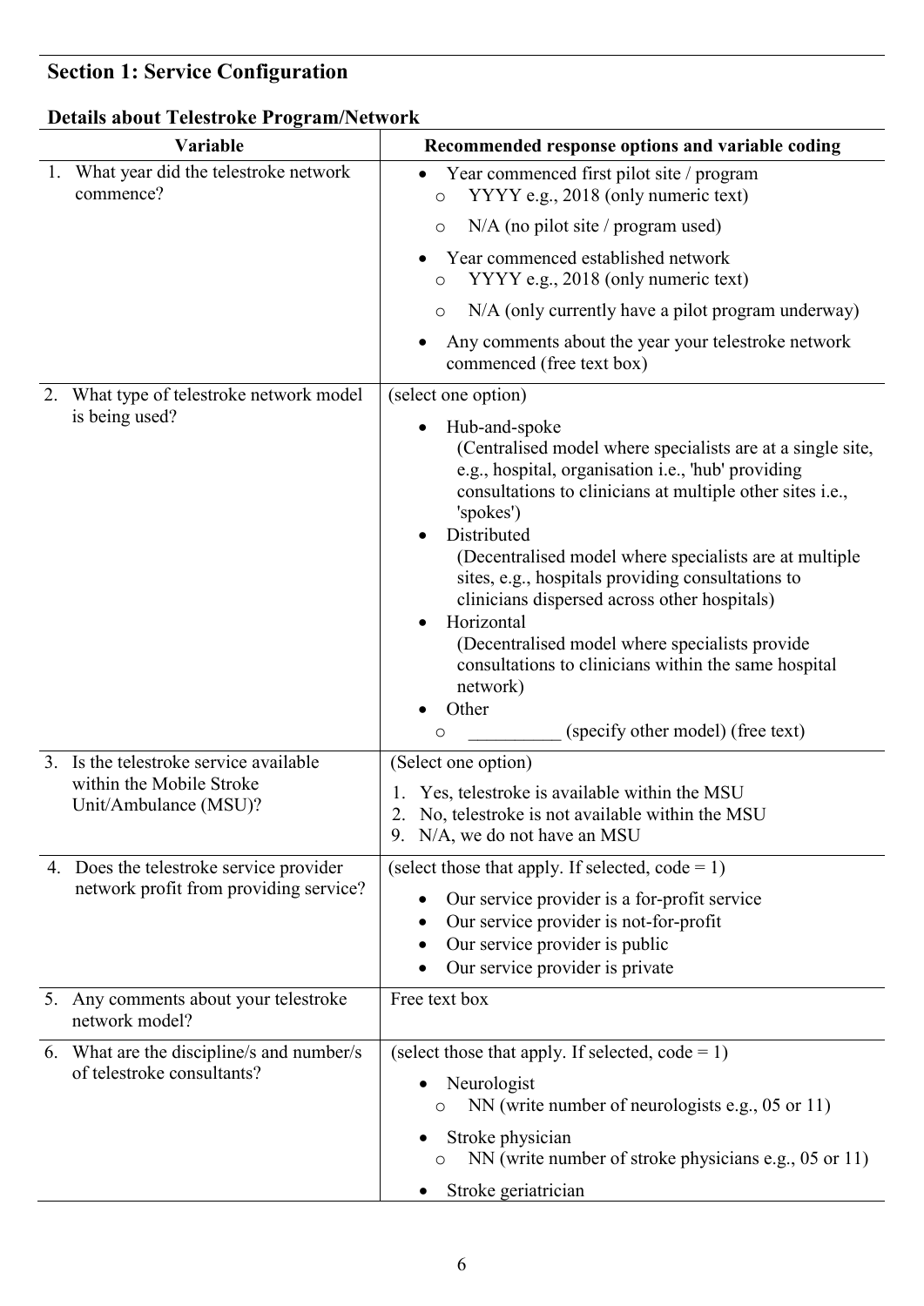## Section 1: Service Configuration

### Details about Telestroke Program/Network

| Variable | Recommended response options and variable coding |
| --- | --- |
| 1. What year did the telestroke network commence? | • Year commenced first pilot site / program<br>○ YYYY e.g., 2018 (only numeric text)<br>○ N/A (no pilot site / program used)<br>• Year commenced established network<br>○ YYYY e.g., 2018 (only numeric text)<br>○ N/A (only currently have a pilot program underway)<br>• Any comments about the year your telestroke network commenced (free text box) |
| 2. What type of telestroke network model is being used? | (select one option)<br>• Hub-and-spoke<br>(Centralised model where specialists are at a single site, e.g., hospital, organisation i.e., 'hub' providing consultations to clinicians at multiple other sites i.e., 'spokes')<br>• Distributed<br>(Decentralised model where specialists are at multiple sites, e.g., hospitals providing consultations to clinicians dispersed across other hospitals)<br>• Horizontal<br>(Decentralised model where specialists provide consultations to clinicians within the same hospital network)<br>• Other<br>○ __________ (specify other model) (free text) |
| 3. Is the telestroke service available within the Mobile Stroke Unit/Ambulance (MSU)? | (Select one option)<br>1. Yes, telestroke is available within the MSU<br>2. No, telestroke is not available within the MSU<br>9. N/A, we do not have an MSU |
| 4. Does the telestroke service provider network profit from providing service? | (select those that apply. If selected, code = 1)<br>• Our service provider is a for-profit service<br>• Our service provider is not-for-profit<br>• Our service provider is public<br>• Our service provider is private |
| 5. Any comments about your telestroke network model? | Free text box |
| 6. What are the discipline/s and number/s of telestroke consultants? | (select those that apply. If selected, code = 1)<br>• Neurologist<br>○ NN (write number of neurologists e.g., 05 or 11)<br>• Stroke physician<br>○ NN (write number of stroke physicians e.g., 05 or 11)<br>• Stroke geriatrician |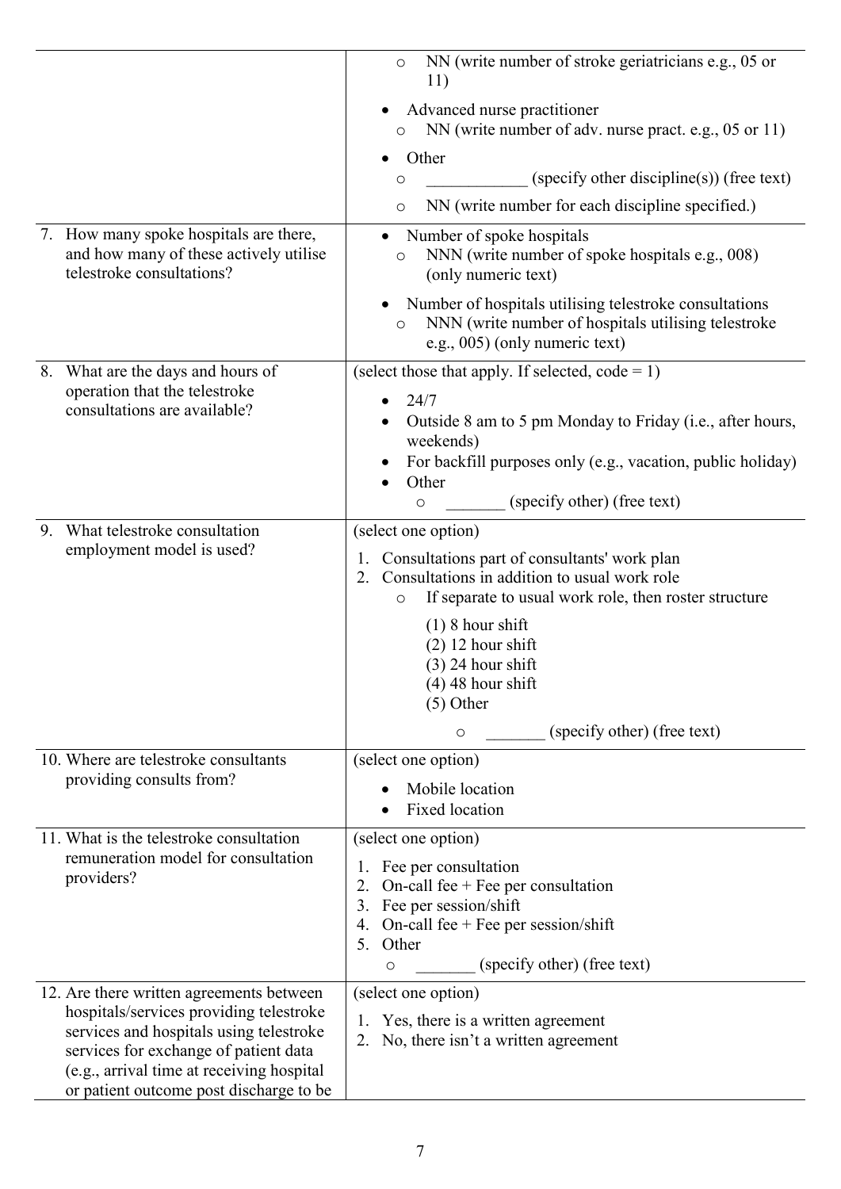| | |
|---|---|
| | ○ NN (write number of stroke geriatricians e.g., 05 or 11)<br>• Advanced nurse practitioner<br>○ NN (write number of adv. nurse pract. e.g., 05 or 11)<br>• Other<br>○ ____________ (specify other discipline(s)) (free text)<br>○ NN (write number for each discipline specified.) |
| 7. How many spoke hospitals are there, and how many of these actively utilise telestroke consultations? | • Number of spoke hospitals<br>○ NNN (write number of spoke hospitals e.g., 008) (only numeric text)<br>• Number of hospitals utilising telestroke consultations<br>○ NNN (write number of hospitals utilising telestroke e.g., 005) (only numeric text) |
| 8. What are the days and hours of operation that the telestroke consultations are available? | (select those that apply. If selected, code = 1)<br>• 24/7<br>• Outside 8 am to 5 pm Monday to Friday (i.e., after hours, weekends)<br>• For backfill purposes only (e.g., vacation, public holiday)<br>• Other<br>○ _______ (specify other) (free text) |
| 9. What telestroke consultation employment model is used? | (select one option)<br>1. Consultations part of consultants' work plan<br>2. Consultations in addition to usual work role<br>○ If separate to usual work role, then roster structure<br>(1) 8 hour shift<br>(2) 12 hour shift<br>(3) 24 hour shift<br>(4) 48 hour shift<br>(5) Other<br>○ _______ (specify other) (free text) |
| 10. Where are telestroke consultants providing consults from? | (select one option)<br>• Mobile location<br>• Fixed location |
| 11. What is the telestroke consultation remuneration model for consultation providers? | (select one option)<br>1. Fee per consultation<br>2. On-call fee + Fee per consultation<br>3. Fee per session/shift<br>4. On-call fee + Fee per session/shift<br>5. Other<br>○ _______ (specify other) (free text) |
| 12. Are there written agreements between hospitals/services providing telestroke services and hospitals using telestroke services for exchange of patient data (e.g., arrival time at receiving hospital or patient outcome post discharge to be | (select one option)<br>1. Yes, there is a written agreement<br>2. No, there isn't a written agreement |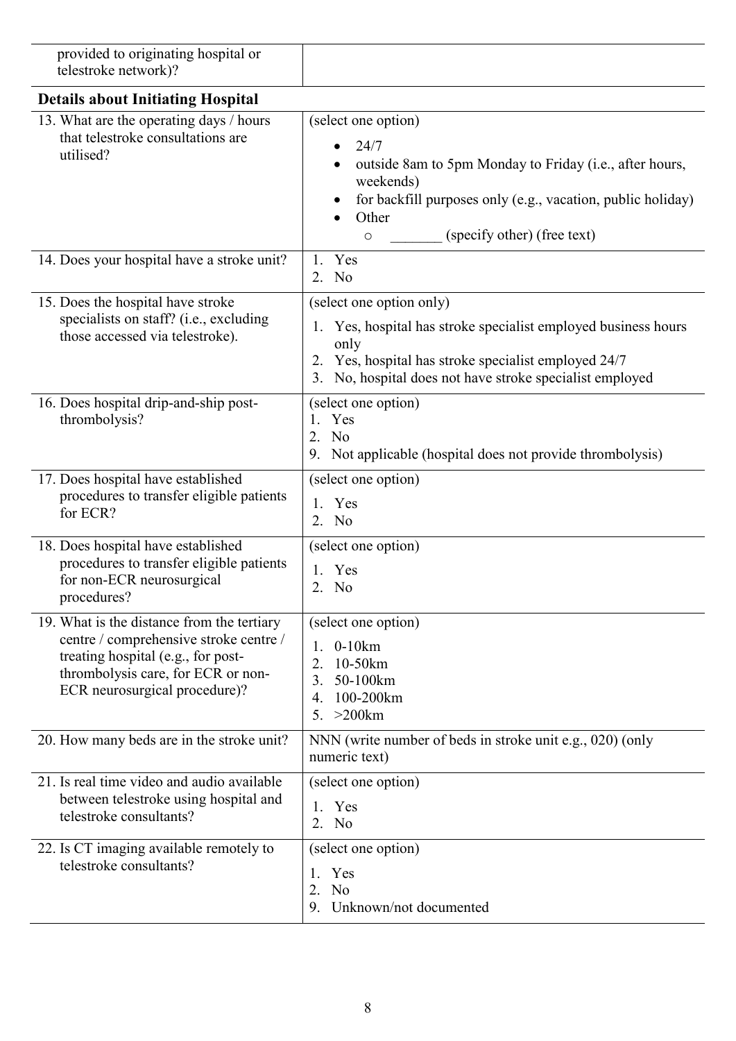| | |
|---|---|
| provided to originating hospital or telestroke network)? | |
| **Details about Initiating Hospital** | |
| 13. What are the operating days / hours that telestroke consultations are utilised? | (select one option)<br>• 24/7<br>• outside 8am to 5pm Monday to Friday (i.e., after hours, weekends)<br>• for backfill purposes only (e.g., vacation, public holiday)<br>• Other<br>  ○ _______ (specify other) (free text) |
| 14. Does your hospital have a stroke unit? | 1. Yes<br>2. No |
| 15. Does the hospital have stroke specialists on staff? (i.e., excluding those accessed via telestroke). | (select one option only)<br>1. Yes, hospital has stroke specialist employed business hours only<br>2. Yes, hospital has stroke specialist employed 24/7<br>3. No, hospital does not have stroke specialist employed |
| 16. Does hospital drip-and-ship post-thrombolysis? | (select one option)<br>1. Yes<br>2. No<br>9. Not applicable (hospital does not provide thrombolysis) |
| 17. Does hospital have established procedures to transfer eligible patients for ECR? | (select one option)<br>1. Yes<br>2. No |
| 18. Does hospital have established procedures to transfer eligible patients for non-ECR neurosurgical procedures? | (select one option)<br>1. Yes<br>2. No |
| 19. What is the distance from the tertiary centre / comprehensive stroke centre / treating hospital (e.g., for post-thrombolysis care, for ECR or non-ECR neurosurgical procedure)? | (select one option)<br>1. 0-10km<br>2. 10-50km<br>3. 50-100km<br>4. 100-200km<br>5. >200km |
| 20. How many beds are in the stroke unit? | NNN (write number of beds in stroke unit e.g., 020) (only numeric text) |
| 21. Is real time video and audio available between telestroke using hospital and telestroke consultants? | (select one option)<br>1. Yes<br>2. No |
| 22. Is CT imaging available remotely to telestroke consultants? | (select one option)<br>1. Yes<br>2. No<br>9. Unknown/not documented |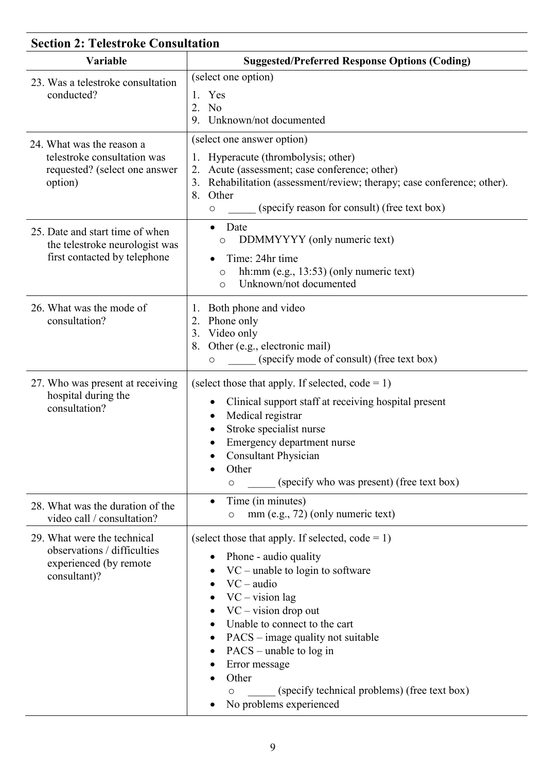## Section 2: Telestroke Consultation

| Variable | Suggested/Preferred Response Options (Coding) |
|---|---|
| 23. Was a telestroke consultation conducted? | (select one option)<br>1. Yes<br>2. No<br>9. Unknown/not documented |
| 24. What was the reason a telestroke consultation was requested? (select one answer option) | (select one answer option)<br>1. Hyperacute (thrombolysis; other)<br>2. Acute (assessment; case conference; other)<br>3. Rehabilitation (assessment/review; therapy; case conference; other).<br>8. Other<br>○ _____ (specify reason for consult) (free text box) |
| 25. Date and start time of when the telestroke neurologist was first contacted by telephone | • Date<br>○ DDMMYYYY (only numeric text)<br>• Time: 24hr time<br>○ hh:mm (e.g., 13:53) (only numeric text)<br>○ Unknown/not documented |
| 26. What was the mode of consultation? | 1. Both phone and video<br>2. Phone only<br>3. Video only<br>8. Other (e.g., electronic mail)<br>○ _____ (specify mode of consult) (free text box) |
| 27. Who was present at receiving hospital during the consultation? | (select those that apply. If selected, code = 1)<br>• Clinical support staff at receiving hospital present<br>• Medical registrar<br>• Stroke specialist nurse<br>• Emergency department nurse<br>• Consultant Physician<br>• Other<br>○ _____ (specify who was present) (free text box) |
| 28. What was the duration of the video call / consultation? | • Time (in minutes)<br>○ mm (e.g., 72) (only numeric text) |
| 29. What were the technical observations / difficulties experienced (by remote consultant)? | (select those that apply. If selected, code = 1)<br>• Phone - audio quality<br>• VC – unable to login to software<br>• VC – audio<br>• VC – vision lag<br>• VC – vision drop out<br>• Unable to connect to the cart<br>• PACS – image quality not suitable<br>• PACS – unable to log in<br>• Error message<br>• Other<br>○ _____ (specify technical problems) (free text box)<br>• No problems experienced |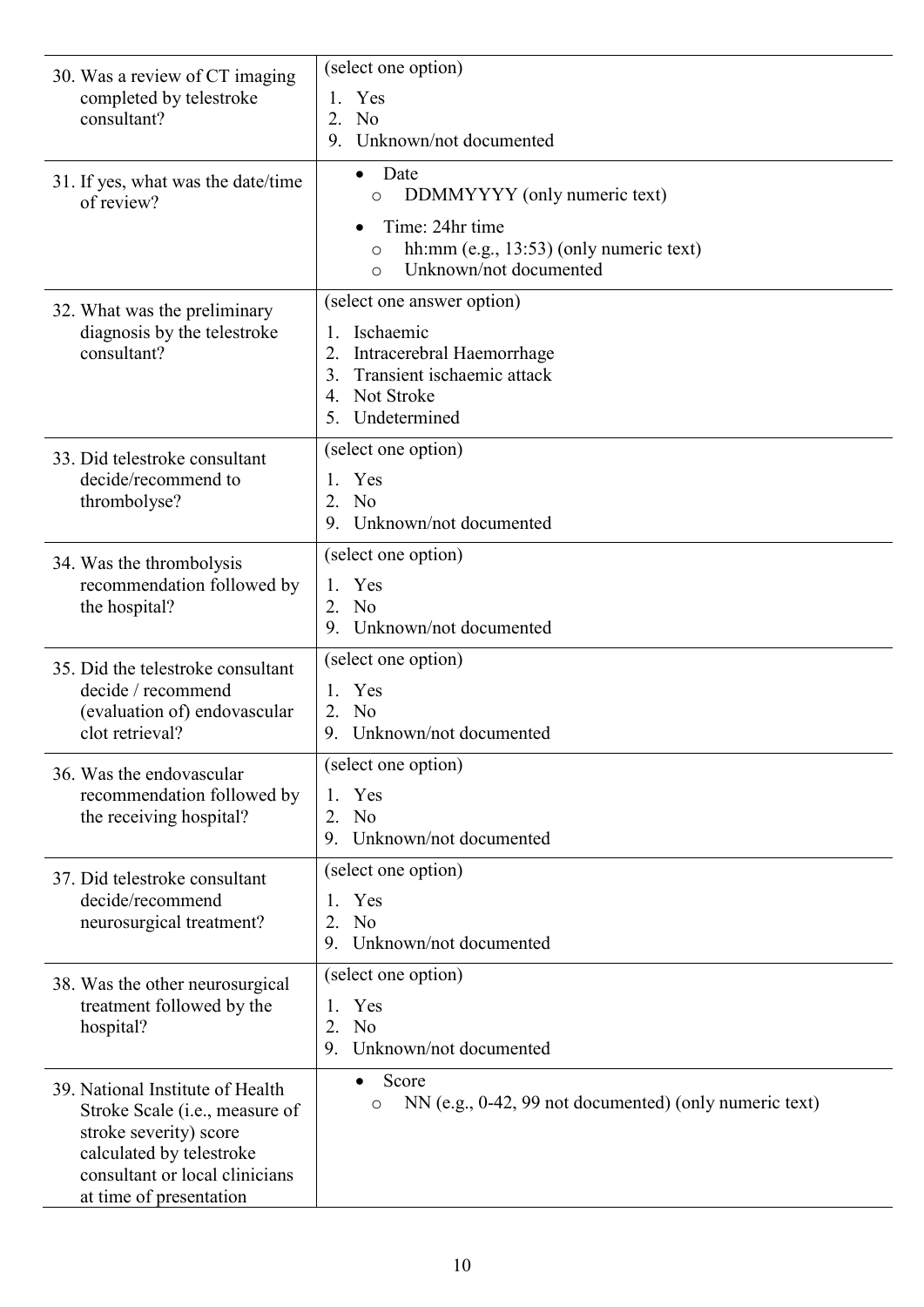| | |
|---|---|
| 30. Was a review of CT imaging completed by telestroke consultant? | (select one option)<br>1. Yes<br>2. No<br>9. Unknown/not documented |
| 31. If yes, what was the date/time of review? | • Date<br>  ○ DDMMYYYY (only numeric text)<br>• Time: 24hr time<br>  ○ hh:mm (e.g., 13:53) (only numeric text)<br>  ○ Unknown/not documented |
| 32. What was the preliminary diagnosis by the telestroke consultant? | (select one answer option)<br>1. Ischaemic<br>2. Intracerebral Haemorrhage<br>3. Transient ischaemic attack<br>4. Not Stroke<br>5. Undetermined |
| 33. Did telestroke consultant decide/recommend to thrombolyse? | (select one option)<br>1. Yes<br>2. No<br>9. Unknown/not documented |
| 34. Was the thrombolysis recommendation followed by the hospital? | (select one option)<br>1. Yes<br>2. No<br>9. Unknown/not documented |
| 35. Did the telestroke consultant decide / recommend (evaluation of) endovascular clot retrieval? | (select one option)<br>1. Yes<br>2. No<br>9. Unknown/not documented |
| 36. Was the endovascular recommendation followed by the receiving hospital? | (select one option)<br>1. Yes<br>2. No<br>9. Unknown/not documented |
| 37. Did telestroke consultant decide/recommend neurosurgical treatment? | (select one option)<br>1. Yes<br>2. No<br>9. Unknown/not documented |
| 38. Was the other neurosurgical treatment followed by the hospital? | (select one option)<br>1. Yes<br>2. No<br>9. Unknown/not documented |
| 39. National Institute of Health Stroke Scale (i.e., measure of stroke severity) score calculated by telestroke consultant or local clinicians at time of presentation | • Score<br>  ○ NN (e.g., 0-42, 99 not documented) (only numeric text) |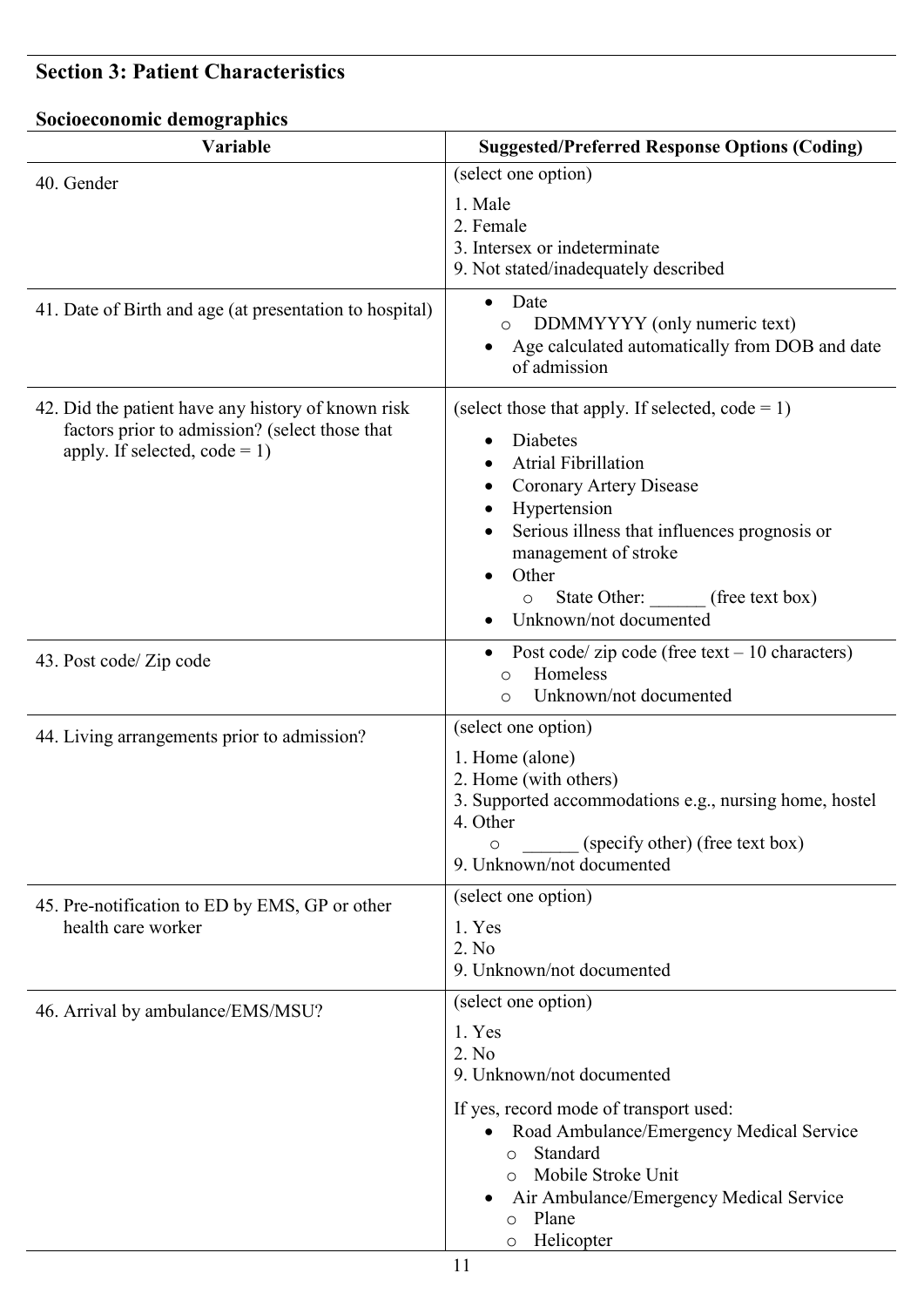## Section 3: Patient Characteristics

### Socioeconomic demographics

| Variable | Suggested/Preferred Response Options (Coding) |
|---|---|
| 40. Gender | (select one option)<br>1. Male<br>2. Female<br>3. Intersex or indeterminate<br>9. Not stated/inadequately described |
| 41. Date of Birth and age (at presentation to hospital) | • Date<br>  ○ DDMMYYYY (only numeric text)<br>• Age calculated automatically from DOB and date of admission |
| 42. Did the patient have any history of known risk factors prior to admission? (select those that apply. If selected, code = 1) | (select those that apply. If selected, code = 1)<br>• Diabetes<br>• Atrial Fibrillation<br>• Coronary Artery Disease<br>• Hypertension<br>• Serious illness that influences prognosis or management of stroke<br>• Other<br>  ○ State Other: ______ (free text box)<br>• Unknown/not documented |
| 43. Post code/ Zip code | • Post code/ zip code (free text – 10 characters)<br>  ○ Homeless<br>  ○ Unknown/not documented |
| 44. Living arrangements prior to admission? | (select one option)<br>1. Home (alone)<br>2. Home (with others)<br>3. Supported accommodations e.g., nursing home, hostel<br>4. Other<br>  ○ ______ (specify other) (free text box)<br>9. Unknown/not documented |
| 45. Pre-notification to ED by EMS, GP or other health care worker | (select one option)<br>1. Yes<br>2. No<br>9. Unknown/not documented |
| 46. Arrival by ambulance/EMS/MSU? | (select one option)<br>1. Yes<br>2. No<br>9. Unknown/not documented<br><br>If yes, record mode of transport used:<br>• Road Ambulance/Emergency Medical Service<br>  ○ Standard<br>  ○ Mobile Stroke Unit<br>• Air Ambulance/Emergency Medical Service<br>  ○ Plane<br>  ○ Helicopter |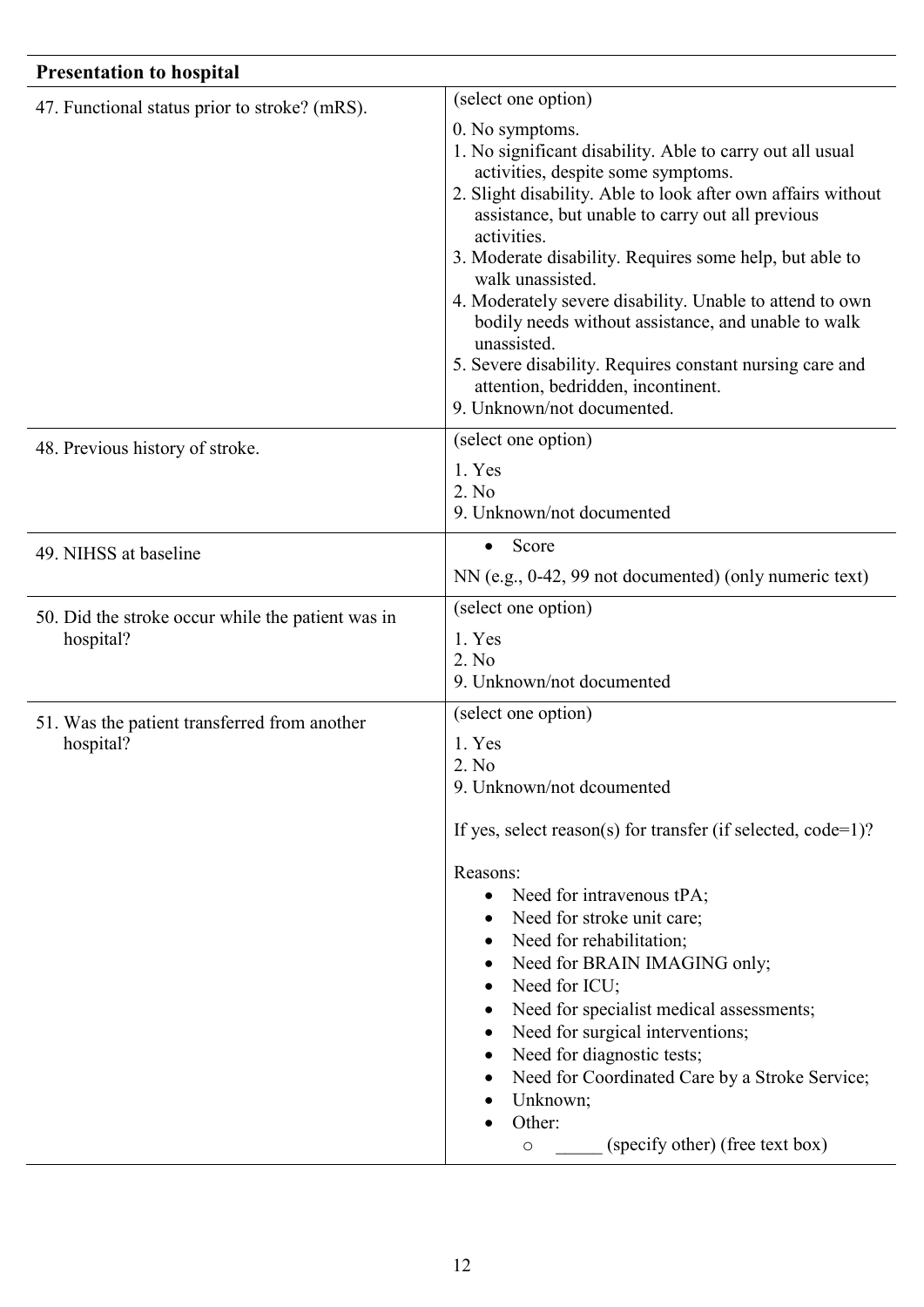| Presentation to hospital | |
|---|---|
| 47. Functional status prior to stroke? (mRS). | (select one option)<br><br>0. No symptoms.<br>1. No significant disability. Able to carry out all usual activities, despite some symptoms.<br>2. Slight disability. Able to look after own affairs without assistance, but unable to carry out all previous activities.<br>3. Moderate disability. Requires some help, but able to walk unassisted.<br>4. Moderately severe disability. Unable to attend to own bodily needs without assistance, and unable to walk unassisted.<br>5. Severe disability. Requires constant nursing care and attention, bedridden, incontinent.<br>9. Unknown/not documented. |
| 48. Previous history of stroke. | (select one option)<br><br>1. Yes<br>2. No<br>9. Unknown/not documented |
| 49. NIHSS at baseline | • Score<br><br>NN (e.g., 0-42, 99 not documented) (only numeric text) |
| 50. Did the stroke occur while the patient was in hospital? | (select one option)<br><br>1. Yes<br>2. No<br>9. Unknown/not documented |
| 51. Was the patient transferred from another hospital? | (select one option)<br><br>1. Yes<br>2. No<br>9. Unknown/not dcoumented<br><br>If yes, select reason(s) for transfer (if selected, code=1)?<br><br>Reasons:<br>• Need for intravenous tPA;<br>• Need for stroke unit care;<br>• Need for rehabilitation;<br>• Need for BRAIN IMAGING only;<br>• Need for ICU;<br>• Need for specialist medical assessments;<br>• Need for surgical interventions;<br>• Need for diagnostic tests;<br>• Need for Coordinated Care by a Stroke Service;<br>• Unknown;<br>• Other:<br>  ○ _____ (specify other) (free text box) |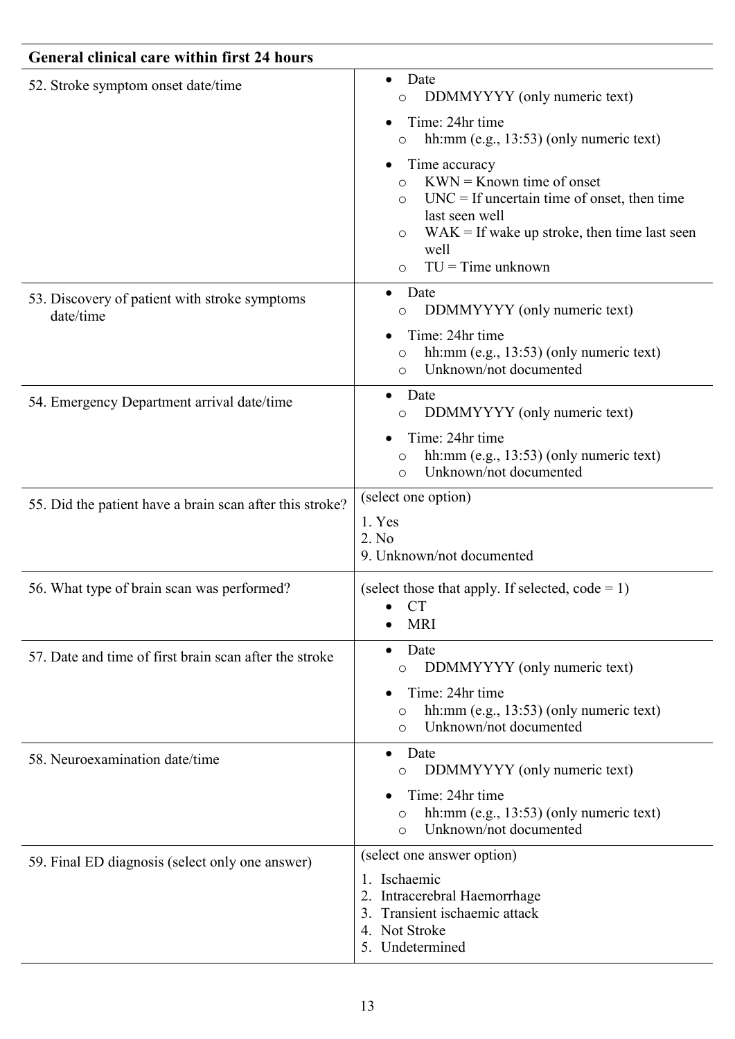| General clinical care within first 24 hours | |
|---|---|
| 52. Stroke symptom onset date/time | • Date<br>  ○ DDMMYYYY (only numeric text)<br>• Time: 24hr time<br>  ○ hh:mm (e.g., 13:53) (only numeric text)<br>• Time accuracy<br>  ○ KWN = Known time of onset<br>  ○ UNC = If uncertain time of onset, then time last seen well<br>  ○ WAK = If wake up stroke, then time last seen well<br>  ○ TU = Time unknown |
| 53. Discovery of patient with stroke symptoms date/time | • Date<br>  ○ DDMMYYYY (only numeric text)<br>• Time: 24hr time<br>  ○ hh:mm (e.g., 13:53) (only numeric text)<br>  ○ Unknown/not documented |
| 54. Emergency Department arrival date/time | • Date<br>  ○ DDMMYYYY (only numeric text)<br>• Time: 24hr time<br>  ○ hh:mm (e.g., 13:53) (only numeric text)<br>  ○ Unknown/not documented |
| 55. Did the patient have a brain scan after this stroke? | (select one option)<br>1. Yes<br>2. No<br>9. Unknown/not documented |
| 56. What type of brain scan was performed? | (select those that apply. If selected, code = 1)<br>• CT<br>• MRI |
| 57. Date and time of first brain scan after the stroke | • Date<br>  ○ DDMMYYYY (only numeric text)<br>• Time: 24hr time<br>  ○ hh:mm (e.g., 13:53) (only numeric text)<br>  ○ Unknown/not documented |
| 58. Neuroexamination date/time | • Date<br>  ○ DDMMYYYY (only numeric text)<br>• Time: 24hr time<br>  ○ hh:mm (e.g., 13:53) (only numeric text)<br>  ○ Unknown/not documented |
| 59. Final ED diagnosis (select only one answer) | (select one answer option)<br>1. Ischaemic<br>2. Intracerebral Haemorrhage<br>3. Transient ischaemic attack<br>4. Not Stroke<br>5. Undetermined |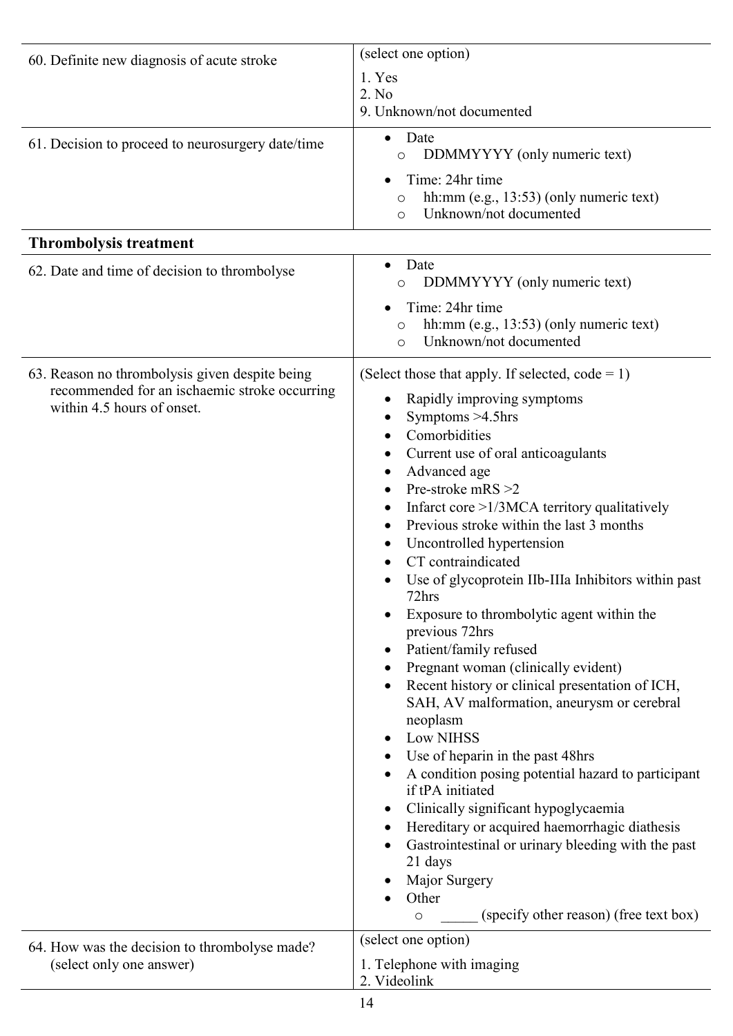| | |
|---|---|
| 60. Definite new diagnosis of acute stroke | (select one option)<br>1. Yes<br>2. No<br>9. Unknown/not documented |
| 61. Decision to proceed to neurosurgery date/time | • Date<br>  o DDMMYYYY (only numeric text)<br>• Time: 24hr time<br>  o hh:mm (e.g., 13:53) (only numeric text)<br>  o Unknown/not documented |
| **Thrombolysis treatment** | |
| 62. Date and time of decision to thrombolyse | • Date<br>  o DDMMYYYY (only numeric text)<br>• Time: 24hr time<br>  o hh:mm (e.g., 13:53) (only numeric text)<br>  o Unknown/not documented |
| 63. Reason no thrombolysis given despite being recommended for an ischaemic stroke occurring within 4.5 hours of onset. | (Select those that apply. If selected, code = 1)<br>• Rapidly improving symptoms<br>• Symptoms >4.5hrs<br>• Comorbidities<br>• Current use of oral anticoagulants<br>• Advanced age<br>• Pre-stroke mRS >2<br>• Infarct core >1/3MCA territory qualitatively<br>• Previous stroke within the last 3 months<br>• Uncontrolled hypertension<br>• CT contraindicated<br>• Use of glycoprotein IIb-IIIa Inhibitors within past 72hrs<br>• Exposure to thrombolytic agent within the previous 72hrs<br>• Patient/family refused<br>• Pregnant woman (clinically evident)<br>• Recent history or clinical presentation of ICH, SAH, AV malformation, aneurysm or cerebral neoplasm<br>• Low NIHSS<br>• Use of heparin in the past 48hrs<br>• A condition posing potential hazard to participant if tPA initiated<br>• Clinically significant hypoglycaemia<br>• Hereditary or acquired haemorrhagic diathesis<br>• Gastrointestinal or urinary bleeding with the past 21 days<br>• Major Surgery<br>• Other<br>  o _____ (specify other reason) (free text box) |
| 64. How was the decision to thrombolyse made? (select only one answer) | (select one option)<br>1. Telephone with imaging<br>2. Videolink |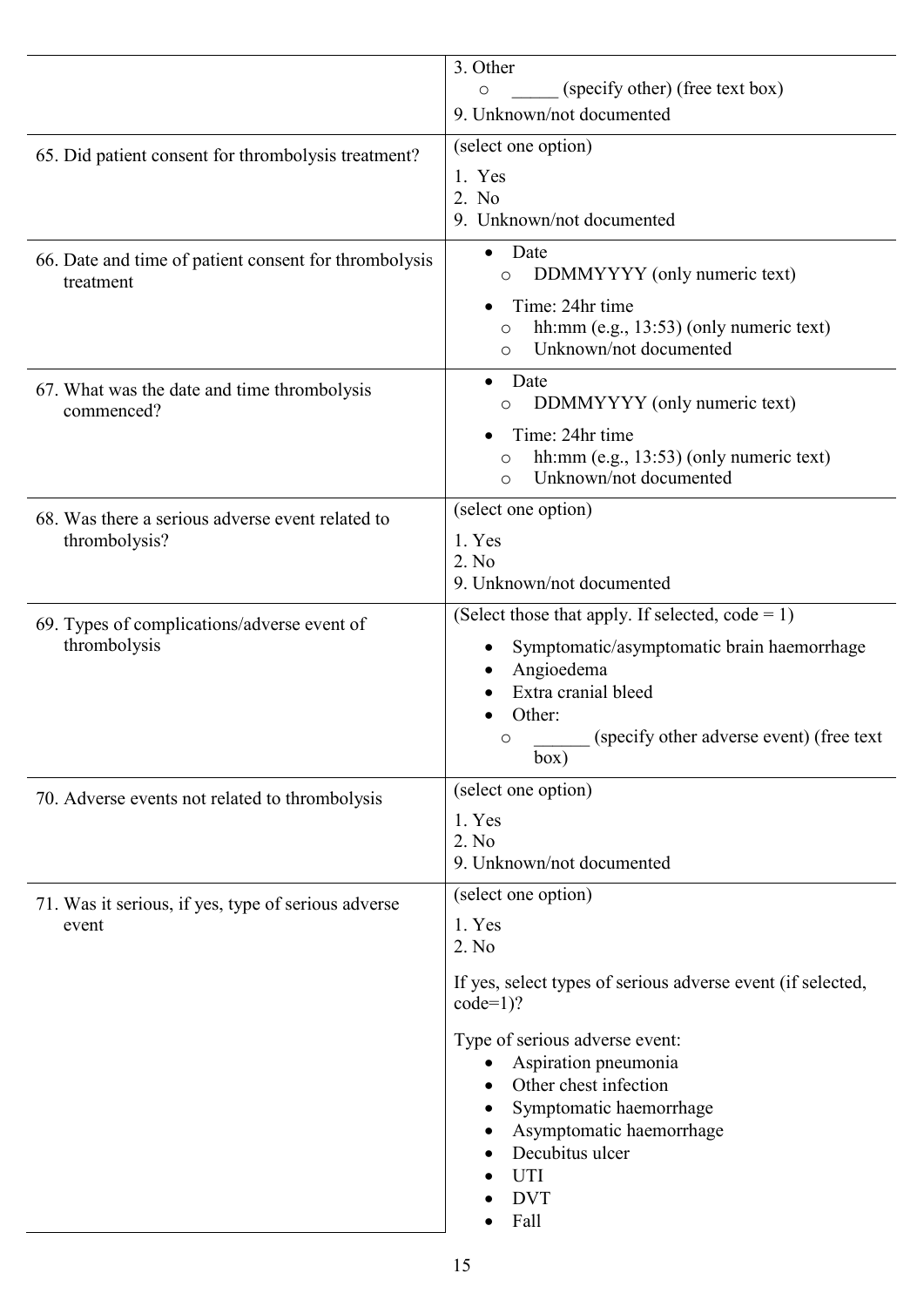| | |
|---|---|
| | 3. Other<br>○ _____ (specify other) (free text box)<br>9. Unknown/not documented |
| 65. Did patient consent for thrombolysis treatment? | (select one option)<br>1. Yes<br>2. No<br>9. Unknown/not documented |
| 66. Date and time of patient consent for thrombolysis treatment | • Date<br>○ DDMMYYYY (only numeric text)<br>• Time: 24hr time<br>○ hh:mm (e.g., 13:53) (only numeric text)<br>○ Unknown/not documented |
| 67. What was the date and time thrombolysis commenced? | • Date<br>○ DDMMYYYY (only numeric text)<br>• Time: 24hr time<br>○ hh:mm (e.g., 13:53) (only numeric text)<br>○ Unknown/not documented |
| 68. Was there a serious adverse event related to thrombolysis? | (select one option)<br>1. Yes<br>2. No<br>9. Unknown/not documented |
| 69. Types of complications/adverse event of thrombolysis | (Select those that apply. If selected, code = 1)<br>• Symptomatic/asymptomatic brain haemorrhage<br>• Angioedema<br>• Extra cranial bleed<br>• Other:<br>○ ______ (specify other adverse event) (free text box) |
| 70. Adverse events not related to thrombolysis | (select one option)<br>1. Yes<br>2. No<br>9. Unknown/not documented |
| 71. Was it serious, if yes, type of serious adverse event | (select one option)<br>1. Yes<br>2. No<br>If yes, select types of serious adverse event (if selected, code=1)?<br>Type of serious adverse event:<br>• Aspiration pneumonia<br>• Other chest infection<br>• Symptomatic haemorrhage<br>• Asymptomatic haemorrhage<br>• Decubitus ulcer<br>• UTI<br>• DVT<br>• Fall |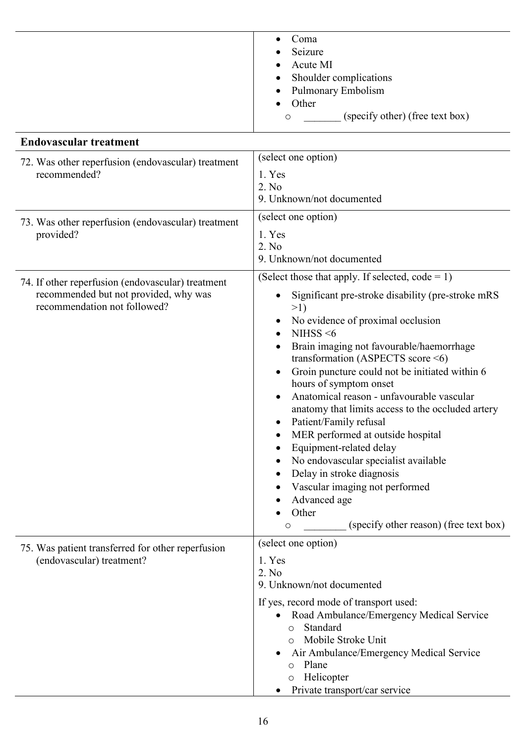| | |
|---|---|
| | • Coma<br>• Seizure<br>• Acute MI<br>• Shoulder complications<br>• Pulmonary Embolism<br>• Other<br>  ○ _______ (specify other) (free text box) |
| **Endovascular treatment** | |
| 72. Was other reperfusion (endovascular) treatment recommended? | (select one option)<br>1. Yes<br>2. No<br>9. Unknown/not documented |
| 73. Was other reperfusion (endovascular) treatment provided? | (select one option)<br>1. Yes<br>2. No<br>9. Unknown/not documented |
| 74. If other reperfusion (endovascular) treatment recommended but not provided, why was recommendation not followed? | (Select those that apply. If selected, code = 1)<br>• Significant pre-stroke disability (pre-stroke mRS >1)<br>• No evidence of proximal occlusion<br>• NIHSS <6<br>• Brain imaging not favourable/haemorrhage transformation (ASPECTS score <6)<br>• Groin puncture could not be initiated within 6 hours of symptom onset<br>• Anatomical reason - unfavourable vascular anatomy that limits access to the occluded artery<br>• Patient/Family refusal<br>• MER performed at outside hospital<br>• Equipment-related delay<br>• No endovascular specialist available<br>• Delay in stroke diagnosis<br>• Vascular imaging not performed<br>• Advanced age<br>• Other<br>  ○ ________ (specify other reason) (free text box) |
| 75. Was patient transferred for other reperfusion (endovascular) treatment? | (select one option)<br>1. Yes<br>2. No<br>9. Unknown/not documented<br><br>If yes, record mode of transport used:<br>• Road Ambulance/Emergency Medical Service<br>  ○ Standard<br>  ○ Mobile Stroke Unit<br>• Air Ambulance/Emergency Medical Service<br>  ○ Plane<br>  ○ Helicopter<br>• Private transport/car service |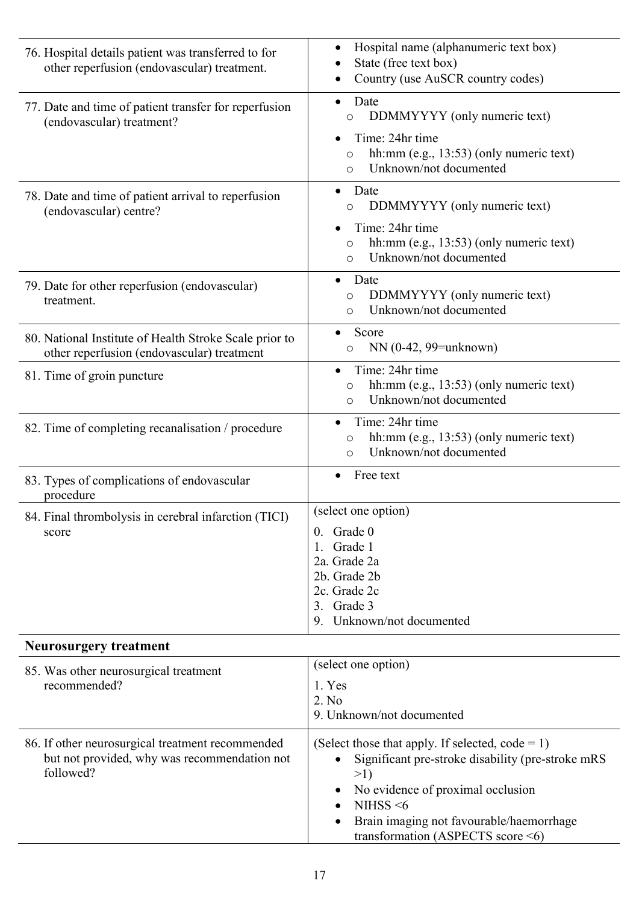| | |
|---|---|
| 76. Hospital details patient was transferred to for other reperfusion (endovascular) treatment. | • Hospital name (alphanumeric text box)<br>• State (free text box)<br>• Country (use AuSCR country codes) |
| 77. Date and time of patient transfer for reperfusion (endovascular) treatment? | • Date<br>&nbsp;&nbsp;&nbsp;&nbsp;o DDMMYYYY (only numeric text)<br>• Time: 24hr time<br>&nbsp;&nbsp;&nbsp;&nbsp;o hh:mm (e.g., 13:53) (only numeric text)<br>&nbsp;&nbsp;&nbsp;&nbsp;o Unknown/not documented |
| 78. Date and time of patient arrival to reperfusion (endovascular) centre? | • Date<br>&nbsp;&nbsp;&nbsp;&nbsp;o DDMMYYYY (only numeric text)<br>• Time: 24hr time<br>&nbsp;&nbsp;&nbsp;&nbsp;o hh:mm (e.g., 13:53) (only numeric text)<br>&nbsp;&nbsp;&nbsp;&nbsp;o Unknown/not documented |
| 79. Date for other reperfusion (endovascular) treatment. | • Date<br>&nbsp;&nbsp;&nbsp;&nbsp;o DDMMYYYY (only numeric text)<br>&nbsp;&nbsp;&nbsp;&nbsp;o Unknown/not documented |
| 80. National Institute of Health Stroke Scale prior to other reperfusion (endovascular) treatment | • Score<br>&nbsp;&nbsp;&nbsp;&nbsp;o NN (0-42, 99=unknown) |
| 81. Time of groin puncture | • Time: 24hr time<br>&nbsp;&nbsp;&nbsp;&nbsp;o hh:mm (e.g., 13:53) (only numeric text)<br>&nbsp;&nbsp;&nbsp;&nbsp;o Unknown/not documented |
| 82. Time of completing recanalisation / procedure | • Time: 24hr time<br>&nbsp;&nbsp;&nbsp;&nbsp;o hh:mm (e.g., 13:53) (only numeric text)<br>&nbsp;&nbsp;&nbsp;&nbsp;o Unknown/not documented |
| 83. Types of complications of endovascular procedure | • Free text |
| 84. Final thrombolysis in cerebral infarction (TICI) score | (select one option)<br>0. Grade 0<br>1. Grade 1<br>2a. Grade 2a<br>2b. Grade 2b<br>2c. Grade 2c<br>3. Grade 3<br>9. Unknown/not documented |
| **Neurosurgery treatment** | |
| 85. Was other neurosurgical treatment recommended? | (select one option)<br>1. Yes<br>2. No<br>9. Unknown/not documented |
| 86. If other neurosurgical treatment recommended but not provided, why was recommendation not followed? | (Select those that apply. If selected, code = 1)<br>• Significant pre-stroke disability (pre-stroke mRS >1)<br>• No evidence of proximal occlusion<br>• NIHSS <6<br>• Brain imaging not favourable/haemorrhage transformation (ASPECTS score <6) |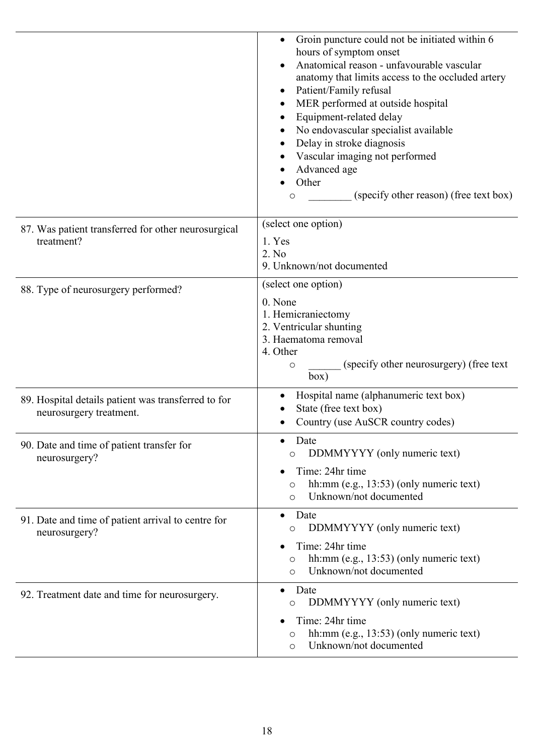| | |
|---|---|
| | • Groin puncture could not be initiated within 6 hours of symptom onset<br>• Anatomical reason - unfavourable vascular anatomy that limits access to the occluded artery<br>• Patient/Family refusal<br>• MER performed at outside hospital<br>• Equipment-related delay<br>• No endovascular specialist available<br>• Delay in stroke diagnosis<br>• Vascular imaging not performed<br>• Advanced age<br>• Other<br>  ○ ________ (specify other reason) (free text box) |
| 87. Was patient transferred for other neurosurgical treatment? | (select one option)<br>1. Yes<br>2. No<br>9. Unknown/not documented |
| 88. Type of neurosurgery performed? | (select one option)<br>0. None<br>1. Hemicraniectomy<br>2. Ventricular shunting<br>3. Haematoma removal<br>4. Other<br>  ○ ______ (specify other neurosurgery) (free text box) |
| 89. Hospital details patient was transferred to for neurosurgery treatment. | • Hospital name (alphanumeric text box)<br>• State (free text box)<br>• Country (use AuSCR country codes) |
| 90. Date and time of patient transfer for neurosurgery? | • Date<br>  ○ DDMMYYYY (only numeric text)<br>• Time: 24hr time<br>  ○ hh:mm (e.g., 13:53) (only numeric text)<br>  ○ Unknown/not documented |
| 91. Date and time of patient arrival to centre for neurosurgery? | • Date<br>  ○ DDMMYYYY (only numeric text)<br>• Time: 24hr time<br>  ○ hh:mm (e.g., 13:53) (only numeric text)<br>  ○ Unknown/not documented |
| 92. Treatment date and time for neurosurgery. | • Date<br>  ○ DDMMYYYY (only numeric text)<br>• Time: 24hr time<br>  ○ hh:mm (e.g., 13:53) (only numeric text)<br>  ○ Unknown/not documented |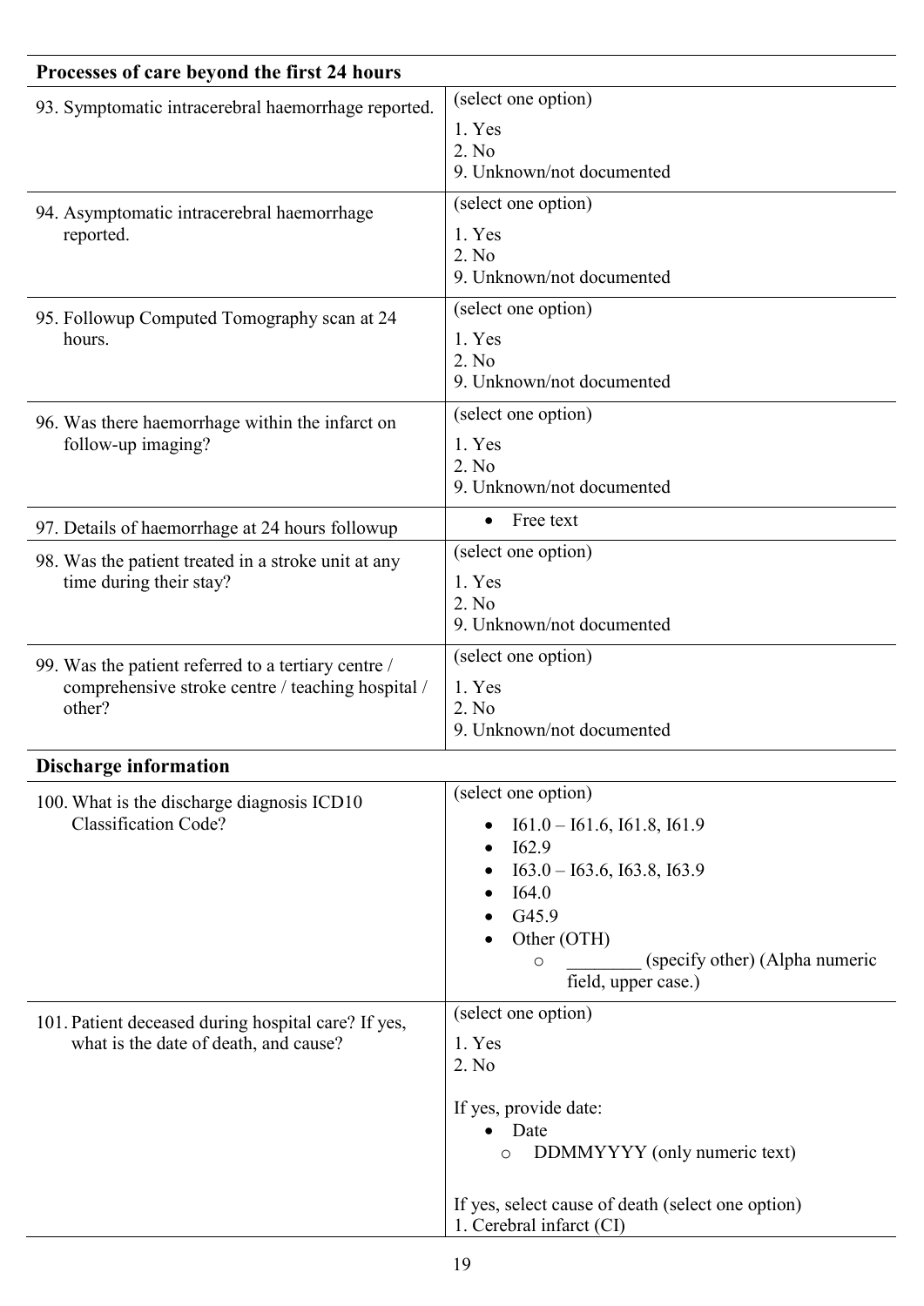| **Processes of care beyond the first 24 hours** | |
|---|---|
| 93. Symptomatic intracerebral haemorrhage reported. | (select one option)<br>1. Yes<br>2. No<br>9. Unknown/not documented |
| 94. Asymptomatic intracerebral haemorrhage reported. | (select one option)<br>1. Yes<br>2. No<br>9. Unknown/not documented |
| 95. Followup Computed Tomography scan at 24 hours. | (select one option)<br>1. Yes<br>2. No<br>9. Unknown/not documented |
| 96. Was there haemorrhage within the infarct on follow-up imaging? | (select one option)<br>1. Yes<br>2. No<br>9. Unknown/not documented |
| 97. Details of haemorrhage at 24 hours followup | • Free text |
| 98. Was the patient treated in a stroke unit at any time during their stay? | (select one option)<br>1. Yes<br>2. No<br>9. Unknown/not documented |
| 99. Was the patient referred to a tertiary centre / comprehensive stroke centre / teaching hospital / other? | (select one option)<br>1. Yes<br>2. No<br>9. Unknown/not documented |
| **Discharge information** | |
| 100. What is the discharge diagnosis ICD10 Classification Code? | (select one option)<br>• I61.0 – I61.6, I61.8, I61.9<br>• I62.9<br>• I63.0 – I63.6, I63.8, I63.9<br>• I64.0<br>• G45.9<br>• Other (OTH)<br>  ○ ________ (specify other) (Alpha numeric field, upper case.) |
| 101. Patient deceased during hospital care? If yes, what is the date of death, and cause? | (select one option)<br>1. Yes<br>2. No<br><br>If yes, provide date:<br>• Date<br>  ○ DDMMYYYY (only numeric text)<br><br>If yes, select cause of death (select one option)<br>1. Cerebral infarct (CI) |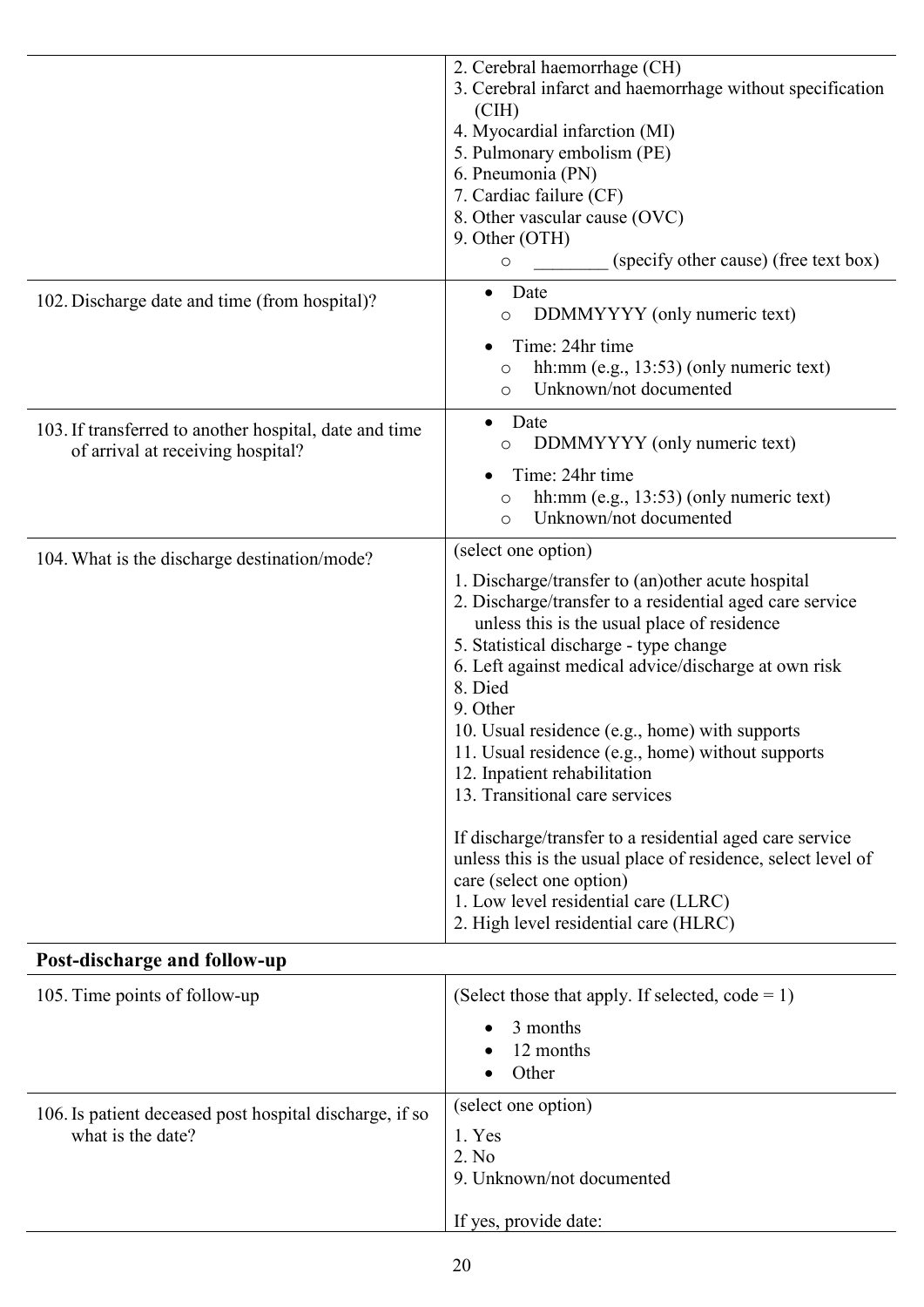| | |
|---|---|
| | 2. Cerebral haemorrhage (CH)<br>3. Cerebral infarct and haemorrhage without specification (CIH)<br>4. Myocardial infarction (MI)<br>5. Pulmonary embolism (PE)<br>6. Pneumonia (PN)<br>7. Cardiac failure (CF)<br>8. Other vascular cause (OVC)<br>9. Other (OTH)<br>o ________ (specify other cause) (free text box) |
| 102. Discharge date and time (from hospital)? | • Date<br>o DDMMYYYY (only numeric text)<br>• Time: 24hr time<br>o hh:mm (e.g., 13:53) (only numeric text)<br>o Unknown/not documented |
| 103. If transferred to another hospital, date and time of arrival at receiving hospital? | • Date<br>o DDMMYYYY (only numeric text)<br>• Time: 24hr time<br>o hh:mm (e.g., 13:53) (only numeric text)<br>o Unknown/not documented |
| 104. What is the discharge destination/mode? | (select one option)<br>1. Discharge/transfer to (an)other acute hospital<br>2. Discharge/transfer to a residential aged care service unless this is the usual place of residence<br>5. Statistical discharge - type change<br>6. Left against medical advice/discharge at own risk<br>8. Died<br>9. Other<br>10. Usual residence (e.g., home) with supports<br>11. Usual residence (e.g., home) without supports<br>12. Inpatient rehabilitation<br>13. Transitional care services<br><br>If discharge/transfer to a residential aged care service unless this is the usual place of residence, select level of care (select one option)<br>1. Low level residential care (LLRC)<br>2. High level residential care (HLRC) |
| **Post-discharge and follow-up** | |
| 105. Time points of follow-up | (Select those that apply. If selected, code = 1)<br>• 3 months<br>• 12 months<br>• Other |
| 106. Is patient deceased post hospital discharge, if so what is the date? | (select one option)<br>1. Yes<br>2. No<br>9. Unknown/not documented<br><br>If yes, provide date: |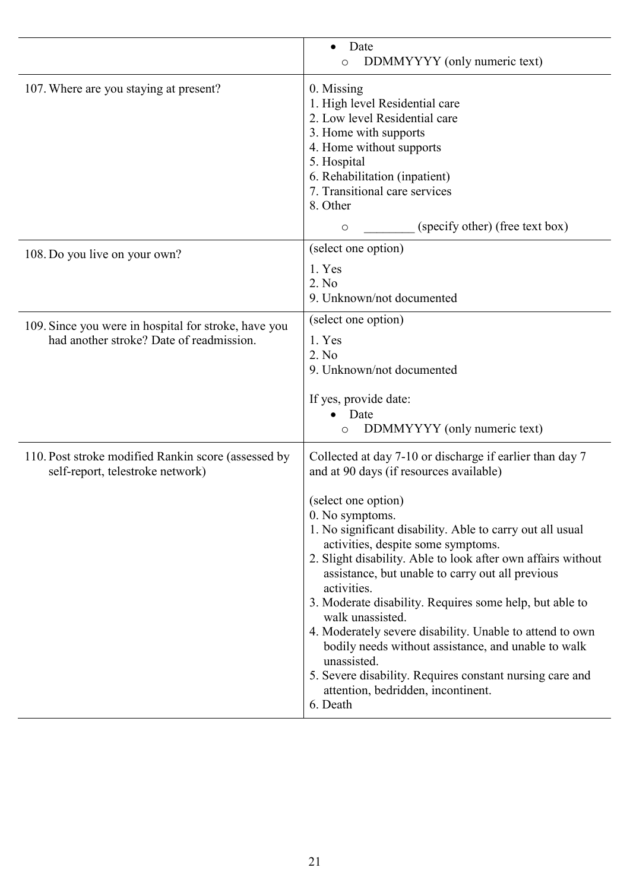| | |
|---|---|
| | • Date<br>  ○ DDMMYYYY (only numeric text) |
| 107. Where are you staying at present? | 0. Missing<br>1. High level Residential care<br>2. Low level Residential care<br>3. Home with supports<br>4. Home without supports<br>5. Hospital<br>6. Rehabilitation (inpatient)<br>7. Transitional care services<br>8. Other<br>  ○ ________ (specify other) (free text box) |
| 108. Do you live on your own? | (select one option)<br>1. Yes<br>2. No<br>9. Unknown/not documented |
| 109. Since you were in hospital for stroke, have you had another stroke? Date of readmission. | (select one option)<br>1. Yes<br>2. No<br>9. Unknown/not documented<br><br>If yes, provide date:<br>• Date<br>  ○ DDMMYYYY (only numeric text) |
| 110. Post stroke modified Rankin score (assessed by self-report, telestroke network) | Collected at day 7-10 or discharge if earlier than day 7 and at 90 days (if resources available)<br><br>(select one option)<br>0. No symptoms.<br>1. No significant disability. Able to carry out all usual activities, despite some symptoms.<br>2. Slight disability. Able to look after own affairs without assistance, but unable to carry out all previous activities.<br>3. Moderate disability. Requires some help, but able to walk unassisted.<br>4. Moderately severe disability. Unable to attend to own bodily needs without assistance, and unable to walk unassisted.<br>5. Severe disability. Requires constant nursing care and attention, bedridden, incontinent.<br>6. Death |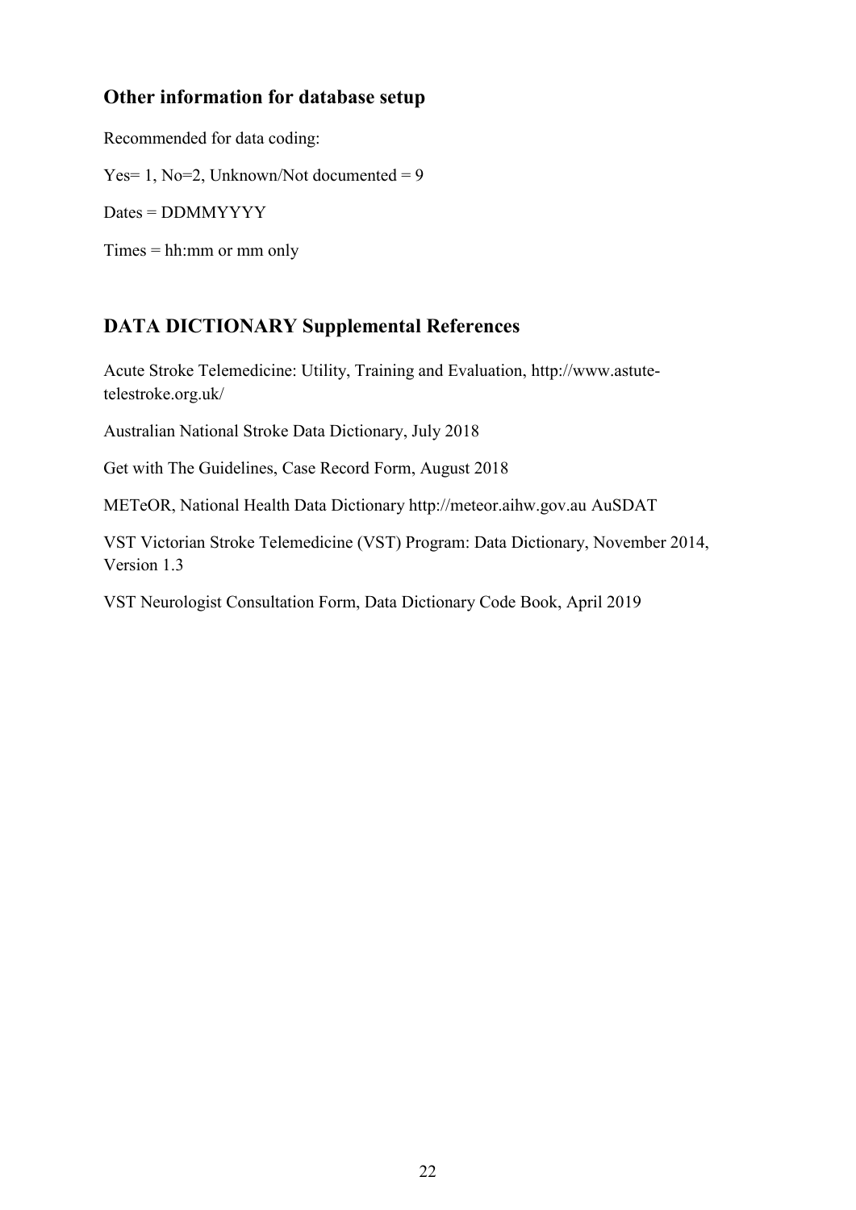## Other information for database setup

Recommended for data coding:

Yes= 1, No=2, Unknown/Not documented = 9

Dates = DDMMYYYY

Times = hh:mm or mm only

## DATA DICTIONARY Supplemental References

Acute Stroke Telemedicine: Utility, Training and Evaluation, http://www.astute-telestroke.org.uk/

Australian National Stroke Data Dictionary, July 2018

Get with The Guidelines, Case Record Form, August 2018

METeOR, National Health Data Dictionary http://meteor.aihw.gov.au AuSDAT

VST Victorian Stroke Telemedicine (VST) Program: Data Dictionary, November 2014, Version 1.3

VST Neurologist Consultation Form, Data Dictionary Code Book, April 2019